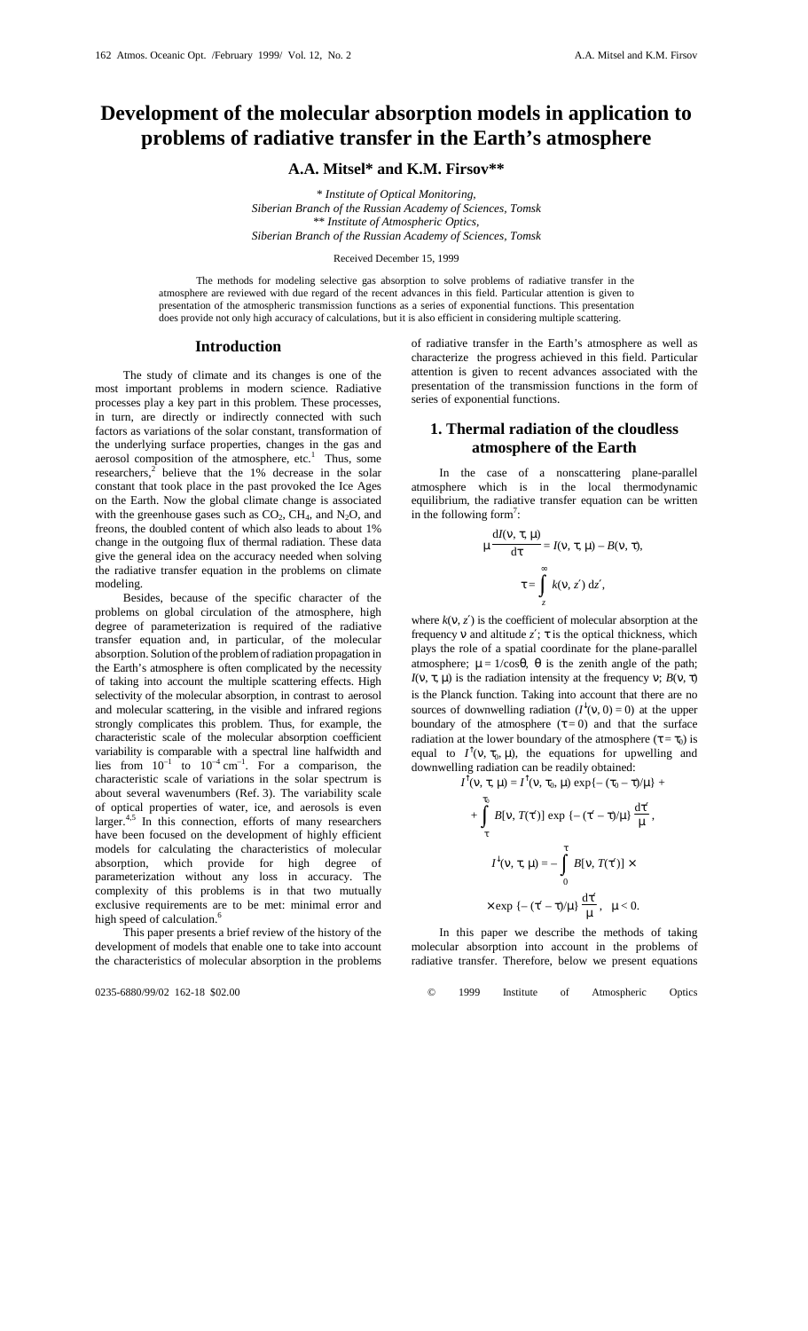# Development of the molecular absorption models in application to problems of radiative transfer in the Earth's atmosphere

## A.A. Mitsel* and K.M. Firsov**

*\* Institute of Optical Monitoring,*
*Siberian Branch of the Russian Academy of Sciences, Tomsk*
*\*\* Institute of Atmospheric Optics,*
*Siberian Branch of the Russian Academy of Sciences, Tomsk*

Received December 15, 1999

The methods for modeling selective gas absorption to solve problems of radiative transfer in the atmosphere are reviewed with due regard of the recent advances in this field. Particular attention is given to presentation of the atmospheric transmission functions as a series of exponential functions. This presentation does provide not only high accuracy of calculations, but it is also efficient in considering multiple scattering.

## Introduction

The study of climate and its changes is one of the most important problems in modern science. Radiative processes play a key part in this problem. These processes, in turn, are directly or indirectly connected with such factors as variations of the solar constant, transformation of the underlying surface properties, changes in the gas and aerosol composition of the atmosphere, etc.[1] Thus, some researchers,[2] believe that the 1% decrease in the solar constant that took place in the past provoked the Ice Ages on the Earth. Now the global climate change is associated with the greenhouse gases such as $CO_2$, $CH_4$, and $N_2O$, and freons, the doubled content of which also leads to about 1% change in the outgoing flux of thermal radiation. These data give the general idea on the accuracy needed when solving the radiative transfer equation in the problems on climate modeling.

Besides, because of the specific character of the problems on global circulation of the atmosphere, high degree of parameterization is required of the radiative transfer equation and, in particular, of the molecular absorption. Solution of the problem of radiation propagation in the Earth's atmosphere is often complicated by the necessity of taking into account the multiple scattering effects. High selectivity of the molecular absorption, in contrast to aerosol and molecular scattering, in the visible and infrared regions strongly complicates this problem. Thus, for example, the characteristic scale of the molecular absorption coefficient variability is comparable with a spectral line halfwidth and lies from $10^{-1}$ to $10^{-4}$ cm$^{-1}$. For a comparison, the characteristic scale of variations in the solar spectrum is about several wavenumbers (Ref. 3). The variability scale of optical properties of water, ice, and aerosols is even larger.[4,5] In this connection, efforts of many researchers have been focused on the development of highly efficient models for calculating the characteristics of molecular absorption, which provide for high degree of parameterization without any loss in accuracy. The complexity of this problems is in that two mutually exclusive requirements are to be met: minimal error and high speed of calculation.[6]

This paper presents a brief review of the history of the development of models that enable one to take into account the characteristics of molecular absorption in the problems of radiative transfer in the Earth's atmosphere as well as characterize the progress achieved in this field. Particular attention is given to recent advances associated with the presentation of the transmission functions in the form of series of exponential functions.

## 1. Thermal radiation of the cloudless atmosphere of the Earth

In the case of a nonscattering plane-parallel atmosphere which is in the local thermodynamic equilibrium, the radiative transfer equation can be written in the following form[7]:

$$\mu \frac{dI(\nu, \tau, \mu)}{d\tau} = I(\nu, \tau, \mu) - B(\nu, \tau),$$

$$\tau = \int\limits_{z}^{\infty} k(\nu, z')\, dz',$$

where $k(\nu, z')$ is the coefficient of molecular absorption at the frequency $\nu$ and altitude $z'$; $\tau$ is the optical thickness, which plays the role of a spatial coordinate for the plane-parallel atmosphere; $\mu = 1/\cos\theta$, $\theta$ is the zenith angle of the path; $I(\nu, \tau, \mu)$ is the radiation intensity at the frequency $\nu$; $B(\nu, \tau)$ is the Planck function. Taking into account that there are no sources of downwelling radiation ($I^{\downarrow}(\nu, 0) = 0$) at the upper boundary of the atmosphere ($\tau = 0$) and that the surface radiation at the lower boundary of the atmosphere ($\tau = \tau_0$) is equal to $I^{\uparrow}(\nu, \tau_0, \mu)$, the equations for upwelling and downwelling radiation can be readily obtained:

$$I^{\uparrow}(\nu, \tau, \mu) = I^{\uparrow}(\nu, \tau_0, \mu) \exp\{-(\tau_0 - \tau)/\mu\} + \int\limits_{\tau}^{\tau_0} B[\nu, T(\tau')] \exp\{-(\tau' - \tau)/\mu\} \frac{d\tau'}{\mu},$$

$$I^{\downarrow}(\nu, \tau, \mu) = -\int\limits_{0}^{\tau} B[\nu, T(\tau')] \times \exp\{-(\tau' - \tau)/\mu\} \frac{d\tau'}{\mu}, \quad \mu < 0.$$

In this paper we describe the methods of taking molecular absorption into account in the problems of radiative transfer. Therefore, below we present equations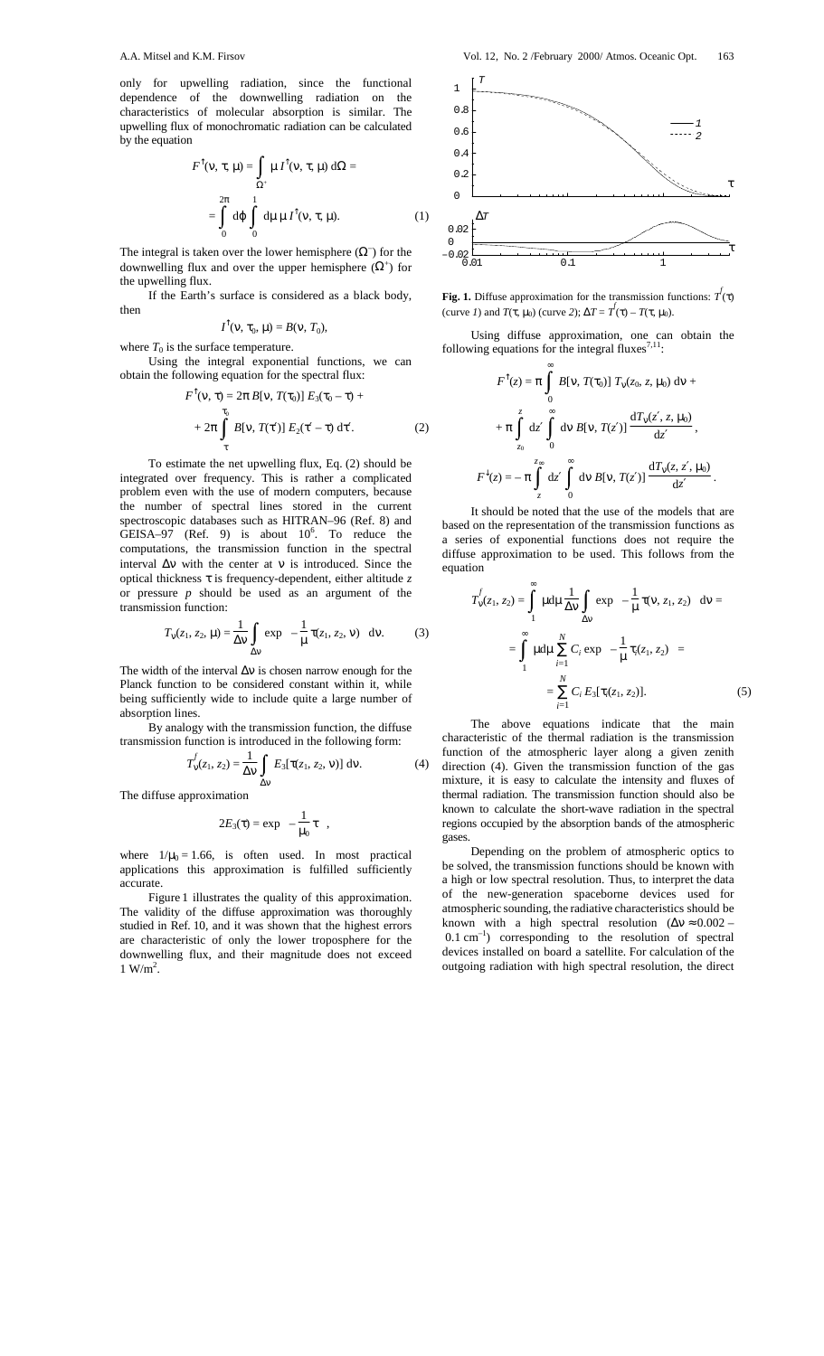only for upwelling radiation, since the functional dependence of the downwelling radiation on the characteristics of molecular absorption is similar. The upwelling flux of monochromatic radiation can be calculated by the equation

$$F^{\uparrow}(\nu, \tau, \mu) = \int_{\Omega^+} \mu I^{\uparrow}(\nu, \tau, \mu)\, d\Omega =$$
$$= \int_0^{2\pi} d\varphi \int_0^1 d\mu\, \mu\, I^{\uparrow}(\nu, \tau, \mu). \qquad (1)$$

The integral is taken over the lower hemisphere ($\Omega^-$) for the downwelling flux and over the upper hemisphere ($\Omega^+$) for the upwelling flux.

If the Earth's surface is considered as a black body, then

$$I^{\uparrow}(\nu, \tau_0, \mu) = B(\nu, T_0),$$

where $T_0$ is the surface temperature.

Using the integral exponential functions, we can obtain the following equation for the spectral flux:

$$F^{\uparrow}(\nu, \tau) = 2\pi\, B[\nu, T(\tau_0)]\, E_3(\tau_0 - \tau) +$$
$$+ 2\pi \int_{\tau}^{\tau_0} B[\nu, T(\tau')]\, E_2(\tau' - \tau)\, d\tau'. \qquad (2)$$

To estimate the net upwelling flux, Eq. (2) should be integrated over frequency. This is rather a complicated problem even with the use of modern computers, because the number of spectral lines stored in the current spectroscopic databases such as HITRAN–96 (Ref. 8) and GEISA–97 (Ref. 9) is about $10^6$. To reduce the computations, the transmission function in the spectral interval $\Delta\nu$ with the center at $\nu$ is introduced. Since the optical thickness $\tau$ is frequency-dependent, either altitude $z$ or pressure $p$ should be used as an argument of the transmission function:

$$T_{\nu}(z_1, z_2, \mu) = \frac{1}{\Delta\nu} \int_{\Delta\nu} \exp\left(-\frac{1}{\mu}\, \tau(z_1, z_2, \nu)\right) d\nu. \qquad (3)$$

The width of the interval $\Delta\nu$ is chosen narrow enough for the Planck function to be considered constant within it, while being sufficiently wide to include quite a large number of absorption lines.

By analogy with the transmission function, the diffuse transmission function is introduced in the following form:

$$T^f_{\nu}(z_1, z_2) = \frac{1}{\Delta\nu} \int_{\Delta\nu} E_3[\tau(z_1, z_2, \nu)]\, d\nu. \qquad (4)$$

The diffuse approximation

$$2E_3(\tau) = \exp\left(-\frac{1}{\mu_0}\, \tau\right),$$

where $1/\mu_0 = 1.66$, is often used. In most practical applications this approximation is fulfilled sufficiently accurate.

Figure 1 illustrates the quality of this approximation. The validity of the diffuse approximation was thoroughly studied in Ref. 10, and it was shown that the highest errors are characteristic of only the lower troposphere for the downwelling flux, and their magnitude does not exceed 1 W/m$^2$.

**Fig. 1.** Diffuse approximation for the transmission functions: $T^f(\tau)$ (curve *1*) and $T(\tau, \mu_0)$ (curve *2*); $\Delta T = T^f(\tau) - T(\tau, \mu_0)$.

Using diffuse approximation, one can obtain the following equations for the integral fluxes[7,11]:

$$F^{\uparrow}(z) = \pi \int_0^{\infty} B[\nu, T(\tau_0)]\, T_{\nu}(z_0, z, \mu_0)\, d\nu +$$
$$+ \pi \int_{z_0}^{z} dz' \int_0^{\infty} d\nu\, B[\nu, T(z')]\, \frac{dT_{\nu}(z', z, \mu_0)}{dz'},$$
$$F^{\downarrow}(z) = -\pi \int_{z}^{z_{\infty}} dz' \int_0^{\infty} d\nu\, B[\nu, T(z')]\, \frac{dT_{\nu}(z, z', \mu_0)}{dz'}.$$

It should be noted that the use of the models that are based on the representation of the transmission functions as a series of exponential functions does not require the diffuse approximation to be used. This follows from the equation

$$T^f_{\nu}(z_1, z_2) = \int_1^{\infty} \mu d\mu \frac{1}{\Delta\nu} \int_{\Delta\nu} \exp\left(-\frac{1}{\mu}\, \tau(\nu, z_1, z_2)\right) d\nu =$$
$$= \int_1^{\infty} \mu d\mu \sum_{i=1}^{N} C_i \exp\left(-\frac{1}{\mu}\, \tau_i(z_1, z_2)\right) =$$
$$= \sum_{i=1}^{N} C_i\, E_3[\tau_i(z_1, z_2)]. \qquad (5)$$

The above equations indicate that the main characteristic of the thermal radiation is the transmission function of the atmospheric layer along a given zenith direction (4). Given the transmission function of the gas mixture, it is easy to calculate the intensity and fluxes of thermal radiation. The transmission function should also be known to calculate the short-wave radiation in the spectral regions occupied by the absorption bands of the atmospheric gases.

Depending on the problem of atmospheric optics to be solved, the transmission functions should be known with a high or low spectral resolution. Thus, to interpret the data of the new-generation spaceborne devices used for atmospheric sounding, the radiative characteristics should be known with a high spectral resolution ($\Delta\nu \approx 0.002$ – $0.1$ cm$^{-1}$) corresponding to the resolution of spectral devices installed on board a satellite. For calculation of the outgoing radiation with high spectral resolution, the direct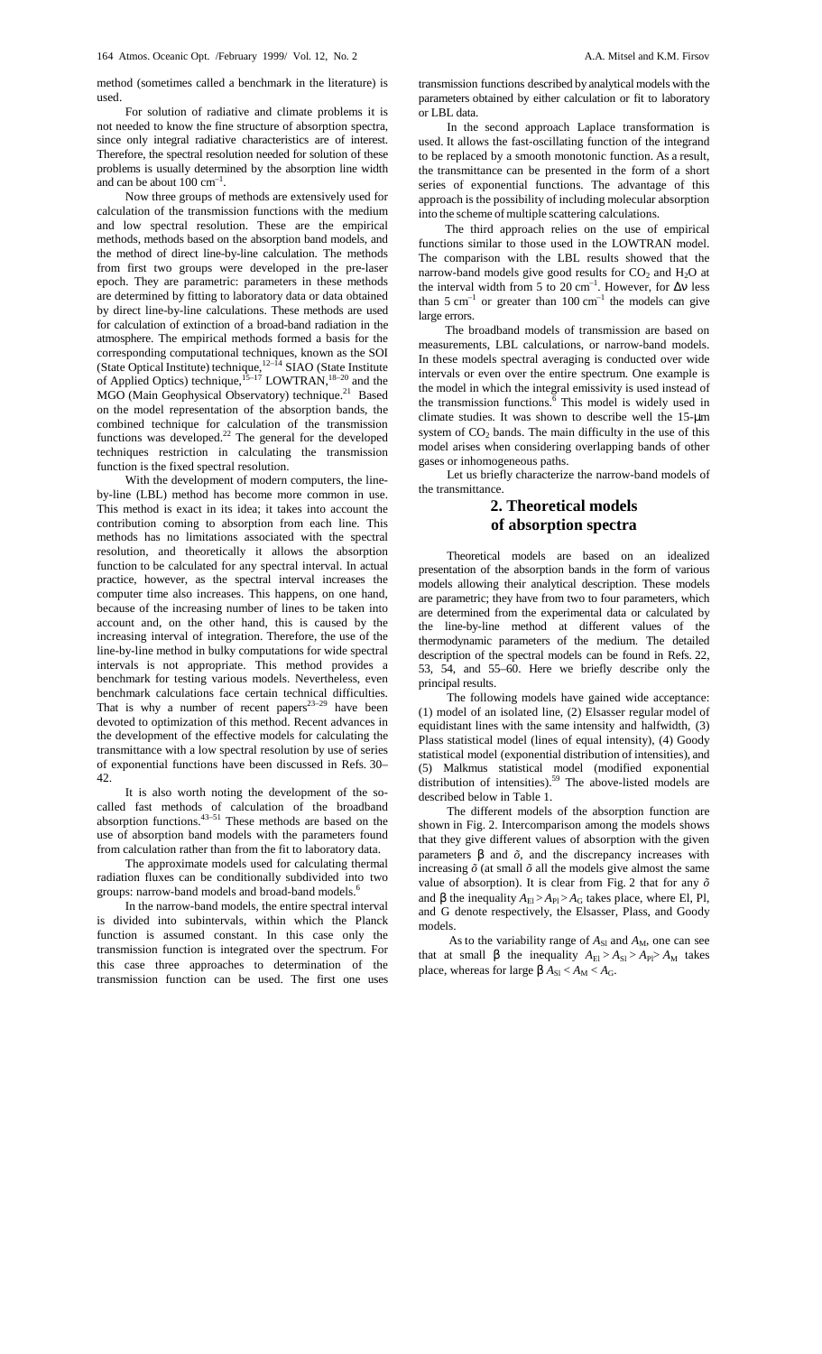method (sometimes called a benchmark in the literature) is used.

For solution of radiative and climate problems it is not needed to know the fine structure of absorption spectra, since only integral radiative characteristics are of interest. Therefore, the spectral resolution needed for solution of these problems is usually determined by the absorption line width and can be about 100 cm$^{-1}$.

Now three groups of methods are extensively used for calculation of the transmission functions with the medium and low spectral resolution. These are the empirical methods, methods based on the absorption band models, and the method of direct line-by-line calculation. The methods from first two groups were developed in the pre-laser epoch. They are parametric: parameters in these methods are determined by fitting to laboratory data or data obtained by direct line-by-line calculations. These methods are used for calculation of extinction of a broad-band radiation in the atmosphere. The empirical methods formed a basis for the corresponding computational techniques, known as the SOI (State Optical Institute) technique,[12–14] SIAO (State Institute of Applied Optics) technique,[15–17] LOWTRAN,[18–20] and the MGO (Main Geophysical Observatory) technique.[21] Based on the model representation of the absorption bands, the combined technique for calculation of the transmission functions was developed.[22] The general for the developed techniques restriction in calculating the transmission function is the fixed spectral resolution.

With the development of modern computers, the line-by-line (LBL) method has become more common in use. This method is exact in its idea; it takes into account the contribution coming to absorption from each line. This methods has no limitations associated with the spectral resolution, and theoretically it allows the absorption function to be calculated for any spectral interval. In actual practice, however, as the spectral interval increases the computer time also increases. This happens, on one hand, because of the increasing number of lines to be taken into account and, on the other hand, this is caused by the increasing interval of integration. Therefore, the use of the line-by-line method in bulky computations for wide spectral intervals is not appropriate. This method provides a benchmark for testing various models. Nevertheless, even benchmark calculations face certain technical difficulties. That is why a number of recent papers[23–29] have been devoted to optimization of this method. Recent advances in the development of the effective models for calculating the transmittance with a low spectral resolution by use of series of exponential functions have been discussed in Refs. 30–42.

It is also worth noting the development of the so-called fast methods of calculation of the broadband absorption functions.[43–51] These methods are based on the use of absorption band models with the parameters found from calculation rather than from the fit to laboratory data.

The approximate models used for calculating thermal radiation fluxes can be conditionally subdivided into two groups: narrow-band models and broad-band models.[6]

In the narrow-band models, the entire spectral interval is divided into subintervals, within which the Planck function is assumed constant. In this case only the transmission function is integrated over the spectrum. For this case three approaches to determination of the transmission function can be used. The first one uses transmission functions described by analytical models with the parameters obtained by either calculation or fit to laboratory or LBL data.

In the second approach Laplace transformation is used. It allows the fast-oscillating function of the integrand to be replaced by a smooth monotonic function. As a result, the transmittance can be presented in the form of a short series of exponential functions. The advantage of this approach is the possibility of including molecular absorption into the scheme of multiple scattering calculations.

The third approach relies on the use of empirical functions similar to those used in the LOWTRAN model. The comparison with the LBL results showed that the narrow-band models give good results for $CO_2$ and $H_2O$ at the interval width from 5 to 20 cm$^{-1}$. However, for $\Delta\nu$ less than 5 cm$^{-1}$ or greater than 100 cm$^{-1}$ the models can give large errors.

The broadband models of transmission are based on measurements, LBL calculations, or narrow-band models. In these models spectral averaging is conducted over wide intervals or even over the entire spectrum. One example is the model in which the integral emissivity is used instead of the transmission functions.[6] This model is widely used in climate studies. It was shown to describe well the 15-μm system of $CO_2$ bands. The main difficulty in the use of this model arises when considering overlapping bands of other gases or inhomogeneous paths.

Let us briefly characterize the narrow-band models of the transmittance.

## 2. Theoretical models of absorption spectra

Theoretical models are based on an idealized presentation of the absorption bands in the form of various models allowing their analytical description. These models are parametric; they have from two to four parameters, which are determined from the experimental data or calculated by the line-by-line method at different values of the thermodynamic parameters of the medium. The detailed description of the spectral models can be found in Refs. 22, 53, 54, and 55–60. Here we briefly describe only the principal results.

The following models have gained wide acceptance: (1) model of an isolated line, (2) Elsasser regular model of equidistant lines with the same intensity and halfwidth, (3) Plass statistical model (lines of equal intensity), (4) Goody statistical model (exponential distribution of intensities), and (5) Malkmus statistical model (modified exponential distribution of intensities).[59] The above-listed models are described below in Table 1.

The different models of the absorption function are shown in Fig. 2. Intercomparison among the models shows that they give different values of absorption with the given parameters $\beta$ and $\tilde{o}$, and the discrepancy increases with increasing $\tilde{o}$ (at small $\tilde{o}$ all the models give almost the same value of absorption). It is clear from Fig. 2 that for any $\tilde{o}$ and $\beta$ the inequality $A_{El} > A_{Pl} > A_G$ takes place, where El, Pl, and G denote respectively, the Elsasser, Plass, and Goody models.

As to the variability range of $A_{Sl}$ and $A_M$, one can see that at small $\beta$ the inequality $A_{El} > A_{Sl} > A_{Pl} > A_M$ takes place, whereas for large $\beta$ $A_{Sl} < A_M < A_G$.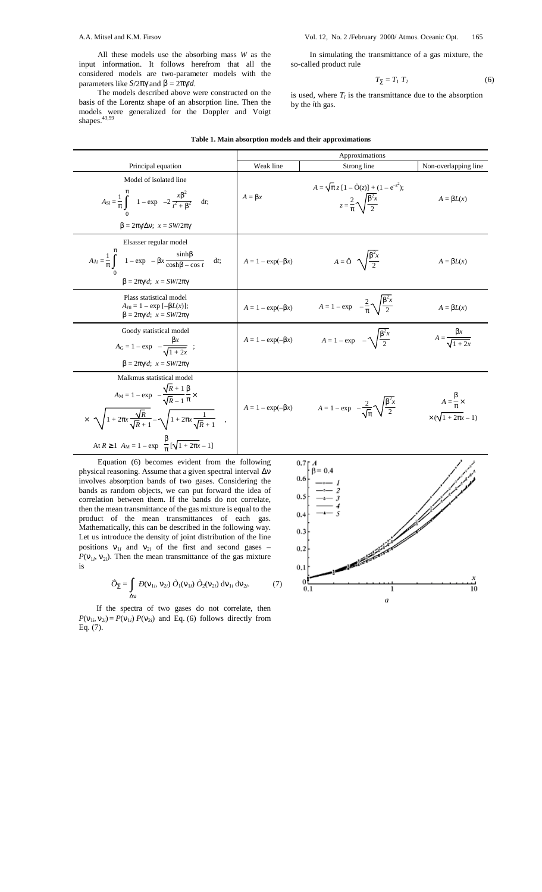All these models use the absorbing mass $W$ as the input information. It follows herefrom that all the considered models are two-parameter models with the parameters like $S/2\pi\gamma$ and $\beta = 2\pi\gamma/d$.

The models described above were constructed on the basis of the Lorentz shape of an absorption line. Then the models were generalized for the Doppler and Voigt shapes.[43,59]

In simulating the transmittance of a gas mixture, the so-called product rule

$$T_\Sigma = T_1\, T_2 \tag{6}$$

is used, where $T_i$ is the transmittance due to the absorption by the $i$th gas.

**Table 1. Main absorption models and their approximations**

| Principal equation | Approximations | | |
|---|---|---|---|
| | Weak line | Strong line | Non-overlapping line |
| Model of isolated line $A_{\mathrm{Sl}} = \dfrac{1}{\pi}\displaystyle\int_0^\pi \left[1 - \exp\left(-2\dfrac{x\beta^2}{t^2+\beta^2}\right)\right] \mathrm{d}t$; $\beta = 2\pi\gamma/\Delta\nu$; $x = SW/2\pi\gamma$ | $A = \beta x$ | $A = \sqrt{\pi}\, z\,[1 - \Phi(z)] + (1 - \mathrm{e}^{-z^2})$; $z = \dfrac{2}{\pi}\sqrt{\dfrac{\beta^2 x}{2}}$ | $A = \beta L(x)$ |
| Elsasser regular model $A_{\mathrm{El}} = \dfrac{1}{\pi}\displaystyle\int_0^\pi \left[1 - \exp\left(-\beta x \dfrac{\sinh\beta}{\cosh\beta - \cos t}\right)\right] \mathrm{d}t$; $\beta = 2\pi\gamma/d$; $x = SW/2\pi\gamma$ | $A = 1 - \exp(-\beta x)$ | $A = \Phi\left(\sqrt{\dfrac{\beta^2 x}{2}}\right)$ | $A = \beta L(x)$ |
| Plass statistical model $A_{\mathrm{Di}} = 1 - \exp[-\beta L(x)]$; $\beta = 2\pi\gamma/d$; $x = SW/2\pi\gamma$ | $A = 1 - \exp(-\beta x)$ | $A = 1 - \exp\left(-\dfrac{2}{\pi}\sqrt{\dfrac{\beta^2 x}{2}}\right)$ | $A = \beta L(x)$ |
| Goody statistical model $A_{\mathrm{G}} = 1 - \exp\left(-\dfrac{\beta x}{\sqrt{1+2x}}\right)$; $\beta = 2\pi\gamma/d$; $x = SW/2\pi\gamma$ | $A = 1 - \exp(-\beta x)$ | $A = 1 - \exp\left(-\sqrt{\dfrac{\beta^2 x}{2}}\right)$ | $A = \dfrac{\beta x}{\sqrt{1+2x}}$ |
| Malkmus statistical model $A_{\mathrm{M}} = 1 - \exp\left[-\dfrac{\sqrt{R}+1}{\sqrt{R}-1}\dfrac{\beta}{\pi} \times \left(\sqrt{1 + 2\pi x\dfrac{\sqrt{R}}{\sqrt{R}+1}} - \sqrt{1 + 2\pi x\dfrac{1}{\sqrt{R}+1}}\right)\right]$, At $R \ge 1$ $A_{\mathrm{M}} = 1 - \exp\left(-\dfrac{\beta}{\pi}[\sqrt{1+2\pi x} - 1]\right)$ | $A = 1 - \exp(-\beta x)$ | $A = 1 - \exp\left(-\dfrac{2}{\sqrt{\pi}}\sqrt{\dfrac{\beta^2 x}{2}}\right)$ | $A = \dfrac{\beta}{\pi} \times (\sqrt{1+2\pi x} - 1)$ |

Equation (6) becomes evident from the following physical reasoning. Assume that a given spectral interval $\Delta\nu$ involves absorption bands of two gases. Considering the bands as random objects, we can put forward the idea of correlation between them. If the bands do not correlate, then the mean transmittance of the gas mixture is equal to the product of the mean transmittances of each gas. Mathematically, this can be described in the following way. Let us introduce the density of joint distribution of the line positions $\nu_{1i}$ and $\nu_{2i}$ of the first and second gases – $P(\nu_{1i}, \nu_{2i})$. Then the mean transmittance of the gas mixture is

$$\bar{T}_\Sigma = \int_{\Delta\nu} P(\nu_{1i}, \nu_{2i})\, T_1(\nu_{1i})\, T_2(\nu_{2i})\, \mathrm{d}\nu_{1i}\, \mathrm{d}\nu_{2i}. \tag{7}$$

If the spectra of two gases do not correlate, then $P(\nu_{1i}, \nu_{2i}) = P(\nu_{1i})\, P(\nu_{2i})$ and Eq. (6) follows directly from Eq. (7).

*a*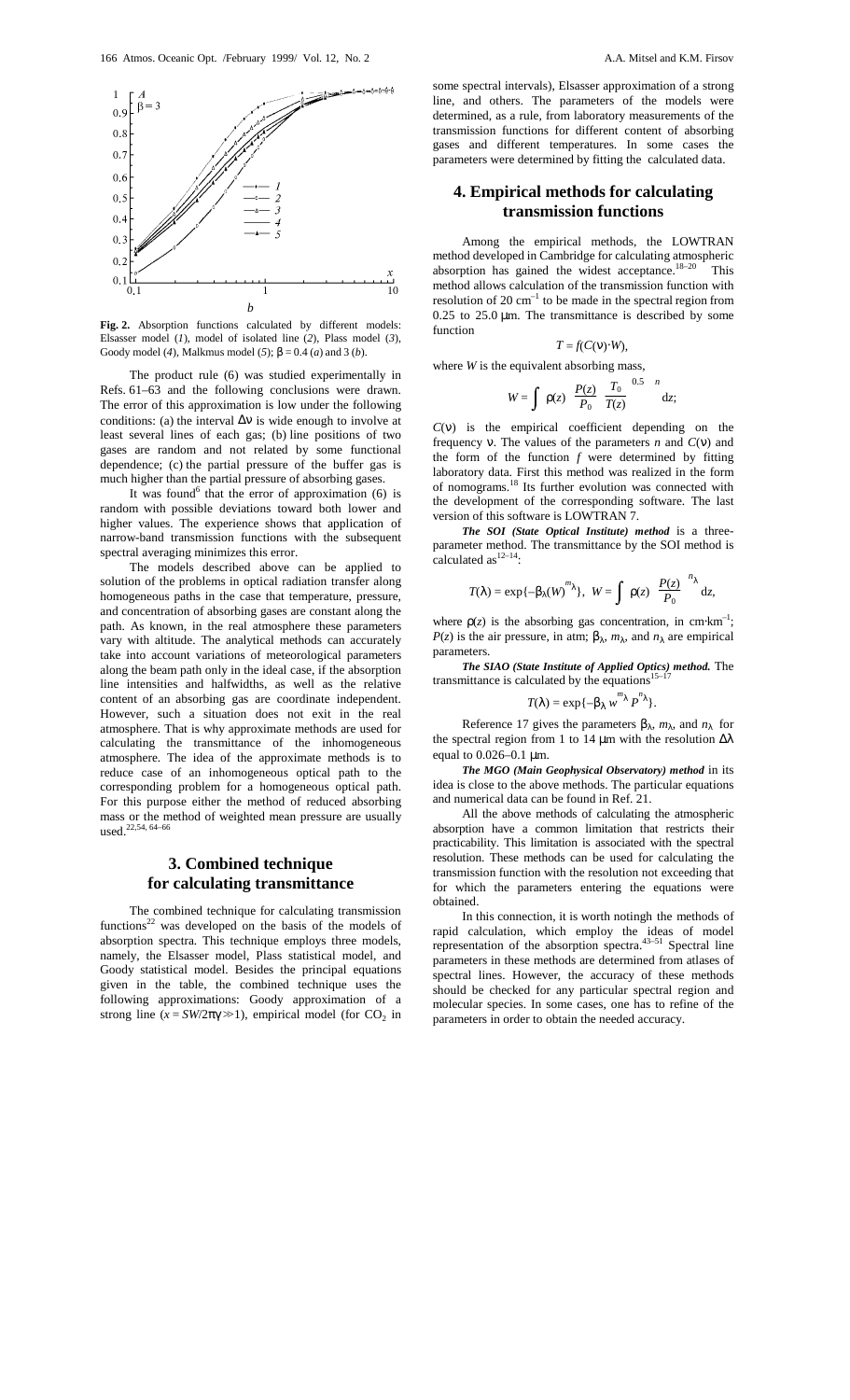**Fig. 2.** Absorption functions calculated by different models: Elsasser model (*1*), model of isolated line (*2*), Plass model (*3*), Goody model (*4*), Malkmus model (*5*); $\beta = 0.4$ (*a*) and 3 (*b*).

The product rule (6) was studied experimentally in Refs. 61–63 and the following conclusions were drawn. The error of this approximation is low under the following conditions: (a) the interval $\Delta\nu$ is wide enough to involve at least several lines of each gas; (b) line positions of two gases are random and not related by some functional dependence; (c) the partial pressure of the buffer gas is much higher than the partial pressure of absorbing gases.

It was found[6] that the error of approximation (6) is random with possible deviations toward both lower and higher values. The experience shows that application of narrow-band transmission functions with the subsequent spectral averaging minimizes this error.

The models described above can be applied to solution of the problems in optical radiation transfer along homogeneous paths in the case that temperature, pressure, and concentration of absorbing gases are constant along the path. As known, in the real atmosphere these parameters vary with altitude. The analytical methods can accurately take into account variations of meteorological parameters along the beam path only in the ideal case, if the absorption line intensities and halfwidths, as well as the relative content of an absorbing gas are coordinate independent. However, such a situation does not exit in the real atmosphere. That is why approximate methods are used for calculating the transmittance of the inhomogeneous atmosphere. The idea of the approximate methods is to reduce case of an inhomogeneous optical path to the corresponding problem for a homogeneous optical path. For this purpose either the method of reduced absorbing mass or the method of weighted mean pressure are usually used.[22,54,64–66]

## 3. Combined technique for calculating transmittance

The combined technique for calculating transmission functions[22] was developed on the basis of the models of absorption spectra. This technique employs three models, namely, the Elsasser model, Plass statistical model, and Goody statistical model. Besides the principal equations given in the table, the combined technique uses the following approximations: Goody approximation of a strong line ($x = SW/2\pi\gamma \gg 1$), empirical model (for $CO_2$ in some spectral intervals), Elsasser approximation of a strong line, and others. The parameters of the models were determined, as a rule, from laboratory measurements of the transmission functions for different content of absorbing gases and different temperatures. In some cases the parameters were determined by fitting the calculated data.

## 4. Empirical methods for calculating transmission functions

Among the empirical methods, the LOWTRAN method developed in Cambridge for calculating atmospheric absorption has gained the widest acceptance.[18–20] This method allows calculation of the transmission function with resolution of 20 cm$^{-1}$ to be made in the spectral region from 0.25 to 25.0 μm. The transmittance is described by some function

$$T = f(C(\nu)\cdot W),$$

where $W$ is the equivalent absorbing mass,

$$W = \int \rho(z) \left[\frac{P(z)}{P_0}\left(\frac{T_0}{T(z)}\right)^{0.5}\right]^n \mathrm{d}z;$$

$C(\nu)$ is the empirical coefficient depending on the frequency $\nu$. The values of the parameters $n$ and $C(\nu)$ and the form of the function $f$ were determined by fitting laboratory data. First this method was realized in the form of nomograms.[18] Its further evolution was connected with the development of the corresponding software. The last version of this software is LOWTRAN 7.

***The SOI (State Optical Institute) method*** is a three-parameter method. The transmittance by the SOI method is calculated as[12–14]:

$$T(\lambda) = \exp\{-\beta_\lambda (W)^{m_\lambda}\},\ \ W = \int \rho(z) \left(\frac{P(z)}{P_0}\right)^{n_\lambda} \mathrm{d}z,$$

where $\rho(z)$ is the absorbing gas concentration, in cm·km$^{-1}$; $P(z)$ is the air pressure, in atm; $\beta_\lambda$, $m_\lambda$, and $n_\lambda$ are empirical parameters.

***The SIAO (State Institute of Applied Optics) method.*** The transmittance is calculated by the equations[15–17]

$$T(\lambda) = \exp\{-\beta_\lambda\, w^{m_\lambda} P^{n_\lambda}\}.$$

Reference 17 gives the parameters $\beta_\lambda$, $m_\lambda$, and $n_\lambda$ for the spectral region from 1 to 14 μm with the resolution $\Delta\lambda$ equal to 0.026–0.1 μm.

***The MGO (Main Geophysical Observatory) method*** in its idea is close to the above methods. The particular equations and numerical data can be found in Ref. 21.

All the above methods of calculating the atmospheric absorption have a common limitation that restricts their practicability. This limitation is associated with the spectral resolution. These methods can be used for calculating the transmission function with the resolution not exceeding that for which the parameters entering the equations were obtained.

In this connection, it is worth notingh the methods of rapid calculation, which employ the ideas of model representation of the absorption spectra.[43–51] Spectral line parameters in these methods are determined from atlases of spectral lines. However, the accuracy of these methods should be checked for any particular spectral region and molecular species. In some cases, one has to refine of the parameters in order to obtain the needed accuracy.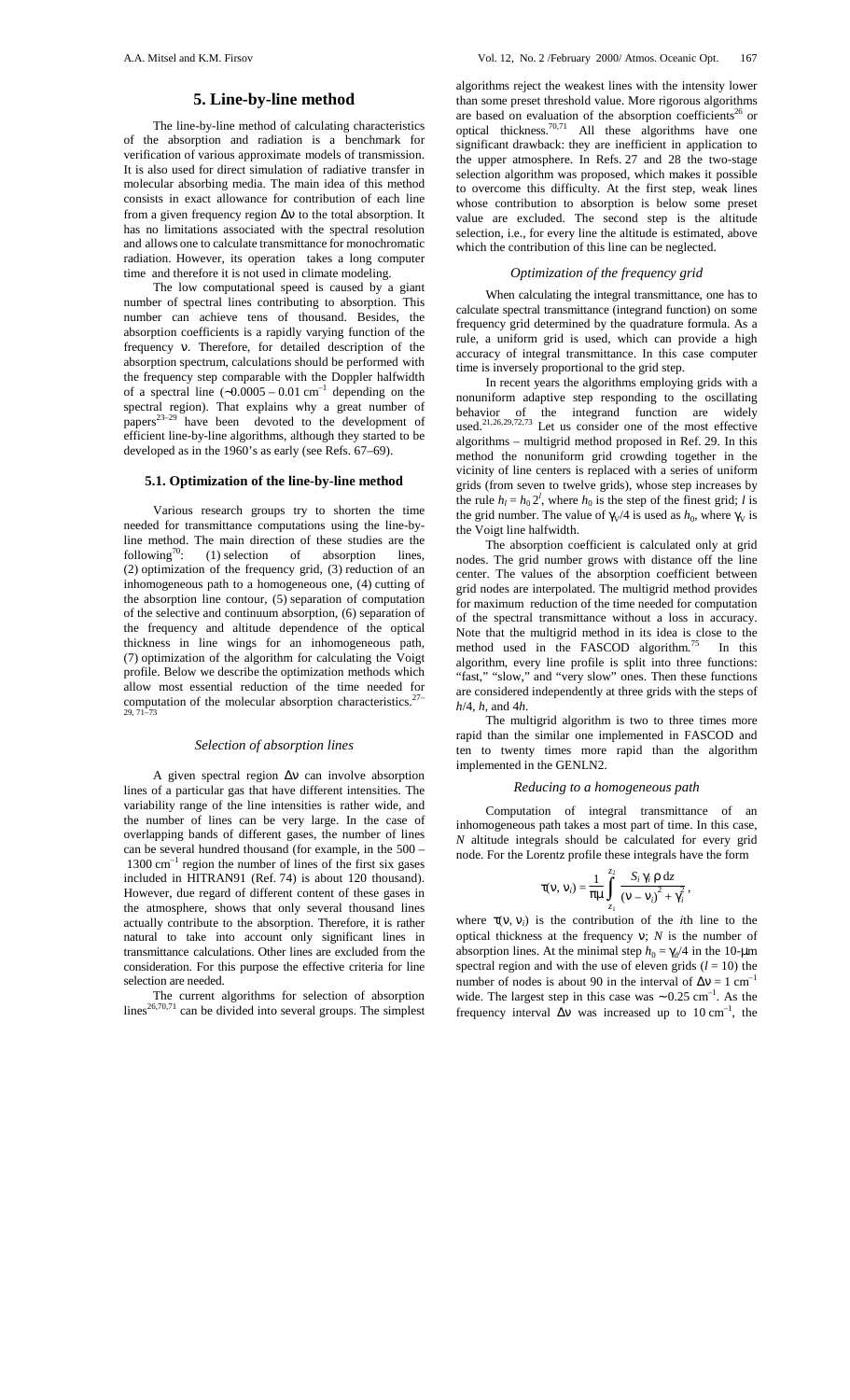## 5. Line-by-line method

The line-by-line method of calculating characteristics of the absorption and radiation is a benchmark for verification of various approximate models of transmission. It is also used for direct simulation of radiative transfer in molecular absorbing media. The main idea of this method consists in exact allowance for contribution of each line from a given frequency region $\Delta\nu$ to the total absorption. It has no limitations associated with the spectral resolution and allows one to calculate transmittance for monochromatic radiation. However, its operation takes a long computer time and therefore it is not used in climate modeling.

The low computational speed is caused by a giant number of spectral lines contributing to absorption. This number can achieve tens of thousand. Besides, the absorption coefficients is a rapidly varying function of the frequency $\nu$. Therefore, for detailed description of the absorption spectrum, calculations should be performed with the frequency step comparable with the Doppler halfwidth of a spectral line ($\sim 0.0005 - 0.01$ cm$^{-1}$ depending on the spectral region). That explains why a great number of papers[23–29] have been devoted to the development of efficient line-by-line algorithms, although they started to be developed as in the 1960's as early (see Refs. 67–69).

### 5.1. Optimization of the line-by-line method

Various research groups try to shorten the time needed for transmittance computations using the line-by-line method. The main direction of these studies are the following[70]: (1) selection of absorption lines, (2) optimization of the frequency grid, (3) reduction of an inhomogeneous path to a homogeneous one, (4) cutting of the absorption line contour, (5) separation of computation of the selective and continuum absorption, (6) separation of the frequency and altitude dependence of the optical thickness in line wings for an inhomogeneous path, (7) optimization of the algorithm for calculating the Voigt profile. Below we describe the optimization methods which allow most essential reduction of the time needed for computation of the molecular absorption characteristics.[27–29, 71–73]

#### *Selection of absorption lines*

A given spectral region $\Delta\nu$ can involve absorption lines of a particular gas that have different intensities. The variability range of the line intensities is rather wide, and the number of lines can be very large. In the case of overlapping bands of different gases, the number of lines can be several hundred thousand (for example, in the 500 – 1300 cm$^{-1}$ region the number of lines of the first six gases included in HITRAN91 (Ref. 74) is about 120 thousand). However, due regard of different content of these gases in the atmosphere, shows that only several thousand lines actually contribute to the absorption. Therefore, it is rather natural to take into account only significant lines in transmittance calculations. Other lines are excluded from the consideration. For this purpose the effective criteria for line selection are needed.

The current algorithms for selection of absorption lines[26,70,71] can be divided into several groups. The simplest algorithms reject the weakest lines with the intensity lower than some preset threshold value. More rigorous algorithms are based on evaluation of the absorption coefficients[26] or optical thickness.[70,71] All these algorithms have one significant drawback: they are inefficient in application to the upper atmosphere. In Refs. 27 and 28 the two-stage selection algorithm was proposed, which makes it possible to overcome this difficulty. At the first step, weak lines whose contribution to absorption is below some preset value are excluded. The second step is the altitude selection, i.e., for every line the altitude is estimated, above which the contribution of this line can be neglected.

#### *Optimization of the frequency grid*

When calculating the integral transmittance, one has to calculate spectral transmittance (integrand function) on some frequency grid determined by the quadrature formula. As a rule, a uniform grid is used, which can provide a high accuracy of integral transmittance. In this case computer time is inversely proportional to the grid step.

In recent years the algorithms employing grids with a nonuniform adaptive step responding to the oscillating behavior of the integrand function are widely used.[21,26,29,72,73] Let us consider one of the most effective algorithms – multigrid method proposed in Ref. 29. In this method the nonuniform grid crowding together in the vicinity of line centers is replaced with a series of uniform grids (from seven to twelve grids), whose step increases by the rule $h_l = h_0 2^l$, where $h_0$ is the step of the finest grid; $l$ is the grid number. The value of $\gamma_V/4$ is used as $h_0$, where $\gamma_V$ is the Voigt line halfwidth.

The absorption coefficient is calculated only at grid nodes. The grid number grows with distance off the line center. The values of the absorption coefficient between grid nodes are interpolated. The multigrid method provides for maximum reduction of the time needed for computation of the spectral transmittance without a loss in accuracy. Note that the multigrid method in its idea is close to the method used in the FASCOD algorithm.[75] In this algorithm, every line profile is split into three functions: "fast," "slow," and "very slow" ones. Then these functions are considered independently at three grids with the steps of $h/4$, $h$, and $4h$.

The multigrid algorithm is two to three times more rapid than the similar one implemented in FASCOD and ten to twenty times more rapid than the algorithm implemented in the GENLN2.

#### *Reducing to a homogeneous path*

Computation of integral transmittance of an inhomogeneous path takes a most part of time. In this case, $N$ altitude integrals should be calculated for every grid node. For the Lorentz profile these integrals have the form

$$\tau(\nu, \nu_i) = \frac{1}{\pi\mu} \int_{z_1}^{z_2} \frac{S_i \, \gamma_i \, \rho \, \mathrm{d}z}{(\nu - \nu_i)^2 + \gamma_i^2},$$

where $\tau(\nu, \nu_i)$ is the contribution of the $i$th line to the optical thickness at the frequency $\nu$; $N$ is the number of absorption lines. At the minimal step $h_0 = \gamma_0/4$ in the 10-μm spectral region and with the use of eleven grids ($l = 10$) the number of nodes is about 90 in the interval of $\Delta\nu = 1$ cm$^{-1}$ wide. The largest step in this case was $\sim 0.25$ cm$^{-1}$. As the frequency interval $\Delta\nu$ was increased up to 10 cm$^{-1}$, the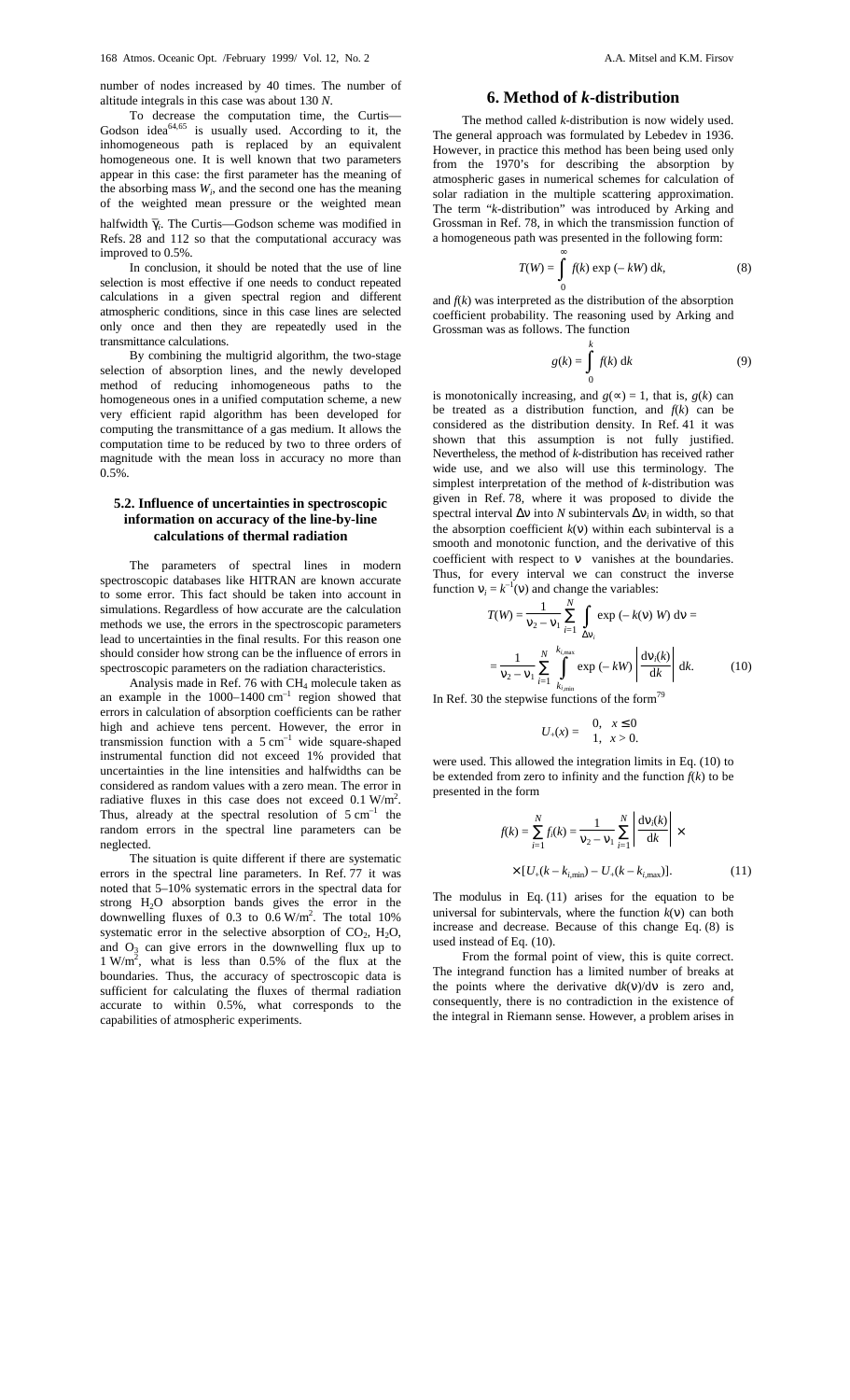number of nodes increased by 40 times. The number of altitude integrals in this case was about 130 $N$.

To decrease the computation time, the Curtis—Godson idea[64,65] is usually used. According to it, the inhomogeneous path is replaced by an equivalent homogeneous one. It is well known that two parameters appear in this case: the first parameter has the meaning of the absorbing mass $W_i$, and the second one has the meaning of the weighted mean pressure or the weighted mean halfwidth $\bar{\gamma}_i$. The Curtis—Godson scheme was modified in Refs. 28 and 112 so that the computational accuracy was improved to 0.5%.

In conclusion, it should be noted that the use of line selection is most effective if one needs to conduct repeated calculations in a given spectral region and different atmospheric conditions, since in this case lines are selected only once and then they are repeatedly used in the transmittance calculations.

By combining the multigrid algorithm, the two-stage selection of absorption lines, and the newly developed method of reducing inhomogeneous paths to the homogeneous ones in a unified computation scheme, a new very efficient rapid algorithm has been developed for computing the transmittance of a gas medium. It allows the computation time to be reduced by two to three orders of magnitude with the mean loss in accuracy no more than 0.5%.

### 5.2. Influence of uncertainties in spectroscopic information on accuracy of the line-by-line calculations of thermal radiation

The parameters of spectral lines in modern spectroscopic databases like HITRAN are known accurate to some error. This fact should be taken into account in simulations. Regardless of how accurate are the calculation methods we use, the errors in the spectroscopic parameters lead to uncertainties in the final results. For this reason one should consider how strong can be the influence of errors in spectroscopic parameters on the radiation characteristics.

Analysis made in Ref. 76 with $CH_4$ molecule taken as an example in the 1000–1400 cm$^{-1}$ region showed that errors in calculation of absorption coefficients can be rather high and achieve tens percent. However, the error in transmission function with a 5 cm$^{-1}$ wide square-shaped instrumental function did not exceed 1% provided that uncertainties in the line intensities and halfwidths can be considered as random values with a zero mean. The error in radiative fluxes in this case does not exceed 0.1 W/m$^2$. Thus, already at the spectral resolution of 5 cm$^{-1}$ the random errors in the spectral line parameters can be neglected.

The situation is quite different if there are systematic errors in the spectral line parameters. In Ref. 77 it was noted that 5–10% systematic errors in the spectral data for strong $H_2O$ absorption bands gives the error in the downwelling fluxes of 0.3 to 0.6 W/m$^2$. The total 10% systematic error in the selective absorption of $CO_2$, $H_2O$, and $O_3$ can give errors in the downwelling flux up to 1 W/m$^2$, what is less than 0.5% of the flux at the boundaries. Thus, the accuracy of spectroscopic data is sufficient for calculating the fluxes of thermal radiation accurate to within 0.5%, what corresponds to the capabilities of atmospheric experiments.

## 6. Method of *k*-distribution

The method called *k*-distribution is now widely used. The general approach was formulated by Lebedev in 1936. However, in practice this method has been being used only from the 1970's for describing the absorption by atmospheric gases in numerical schemes for calculation of solar radiation in the multiple scattering approximation. The term "*k*-distribution" was introduced by Arking and Grossman in Ref. 78, in which the transmission function of a homogeneous path was presented in the following form:

$$T(W) = \int_0^{\infty} f(k) \exp(-kW)\, dk, \tag{8}$$

and $f(k)$ was interpreted as the distribution of the absorption coefficient probability. The reasoning used by Arking and Grossman was as follows. The function

$$g(k) = \int_0^{k} f(k)\, dk \tag{9}$$

is monotonically increasing, and $g(\infty) = 1$, that is, $g(k)$ can be treated as a distribution function, and $f(k)$ can be considered as the distribution density. In Ref. 41 it was shown that this assumption is not fully justified. Nevertheless, the method of *k*-distribution has received rather wide use, and we also will use this terminology. The simplest interpretation of the method of *k*-distribution was given in Ref. 78, where it was proposed to divide the spectral interval $\Delta\nu$ into $N$ subintervals $\Delta\nu_i$ in width, so that the absorption coefficient $k(\nu)$ within each subinterval is a smooth and monotonic function, and the derivative of this coefficient with respect to $\nu$ vanishes at the boundaries. Thus, for every interval we can construct the inverse function $\nu_i = k^{-1}(\nu)$ and change the variables:

$$T(W) = \frac{1}{\nu_2 - \nu_1} \sum_{i=1}^{N} \int_{\Delta\nu_i} \exp(-k(\nu)\, W)\, d\nu =$$

$$= \frac{1}{\nu_2 - \nu_1} \sum_{i=1}^{N} \int_{k_{i,\min}}^{k_{i,\max}} \exp(-kW) \left| \frac{d\nu_i(k)}{dk} \right| dk. \tag{10}$$

In Ref. 30 the stepwise functions of the form[79]

$$U_+(x) = \begin{cases} 0, & x \le 0 \\ 1, & x > 0. \end{cases}$$

were used. This allowed the integration limits in Eq. (10) to be extended from zero to infinity and the function $f(k)$ to be presented in the form

$$f(k) = \sum_{i=1}^{N} f_i(k) = \frac{1}{\nu_2 - \nu_1} \sum_{i=1}^{N} \left| \frac{d\nu_i(k)}{dk} \right| \times$$

$$\times [U_+(k - k_{i,\min}) - U_+(k - k_{i,\max})]. \tag{11}$$

The modulus in Eq. (11) arises for the equation to be universal for subintervals, where the function $k(\nu)$ can both increase and decrease. Because of this change Eq. (8) is used instead of Eq. (10).

From the formal point of view, this is quite correct. The integrand function has a limited number of breaks at the points where the derivative $dk(\nu)/d\nu$ is zero and, consequently, there is no contradiction in the existence of the integral in Riemann sense. However, a problem arises in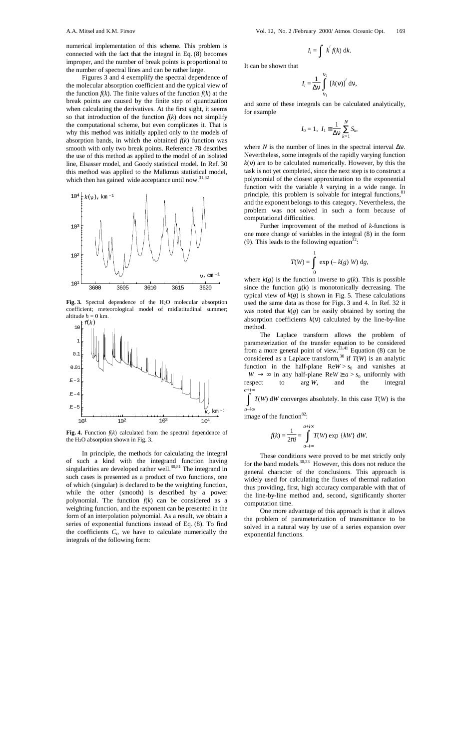numerical implementation of this scheme. This problem is connected with the fact that the integral in Eq. (8) becomes improper, and the number of break points is proportional to the number of spectral lines and can be rather large.

Figures 3 and 4 exemplify the spectral dependence of the molecular absorption coefficient and the typical view of the function $f(k)$. The finite values of the function $f(k)$ at the break points are caused by the finite step of quantization when calculating the derivatives. At the first sight, it seems so that introduction of the function $f(k)$ does not simplify the computational scheme, but even complicates it. That is why this method was initially applied only to the models of absorption bands, in which the obtained $f(k)$ function was smooth with only two break points. Reference 78 describes the use of this method as applied to the model of an isolated line, Elsasser model, and Goody statistical model. In Ref. 30 this method was applied to the Malkmus statistical model, which then has gained wide acceptance until now.[31,32]

**Fig. 3.** Spectral dependence of the $H_2O$ molecular absorption coefficient; meteorological model of midlatitudinal summer; altitude $h = 0$ km.

**Fig. 4.** Function $f(k)$ calculated from the spectral dependence of the $H_2O$ absorption shown in Fig. 3.

In principle, the methods for calculating the integral of such a kind with the integrand function having singularities are developed rather well.[80,81] The integrand in such cases is presented as a product of two functions, one of which (singular) is declared to be the weighting function, while the other (smooth) is described by a power polynomial. The function $f(k)$ can be considered as a weighting function, and the exponent can be presented in the form of an interpolation polynomial. As a result, we obtain a series of exponential functions instead of Eq. (8). To find the coefficients $C_i$, we have to calculate numerically the integrals of the following form:

$$I_i = \int k^i f(k) \, dk.$$

It can be shown that

$$I_i = \frac{1}{\Delta\nu} \int_{\nu_1}^{\nu_2} [k(\nu)]^i \, d\nu,$$

and some of these integrals can be calculated analytically, for example

$$I_0 = 1, \; I_1 \cong \frac{1}{\Delta\nu} \sum_{k=1}^{N} S_k,$$

where $N$ is the number of lines in the spectral interval $\Delta\nu$. Nevertheless, some integrals of the rapidly varying function $k(\nu)$ are to be calculated numerically. However, by this the task is not yet completed, since the next step is to construct a polynomial of the closest approximation to the exponential function with the variable $k$ varying in a wide range. In principle, this problem is solvable for integral functions,[81] and the exponent belongs to this category. Nevertheless, the problem was not solved in such a form because of computational difficulties.

Further improvement of the method of $k$-functions is one more change of variables in the integral (8) in the form (9). This leads to the following equation[32]:

$$T(W) = \int_0^1 \exp(-k(g)\, W) \, dg,$$

where $k(g)$ is the function inverse to $g(k)$. This is possible since the function $g(k)$ is monotonically decreasing. The typical view of $k(g)$ is shown in Fig. 5. These calculations used the same data as those for Figs. 3 and 4. In Ref. 32 it was noted that $k(g)$ can be easily obtained by sorting the absorption coefficients $k(\nu)$ calculated by the line-by-line method.

The Laplace transform allows the problem of parameterization of the transfer equation to be considered from a more general point of view.[33,41] Equation (8) can be considered as a Laplace transform,[30] if $T(W)$ is an analytic function in the half-plane $\mathrm{Re}W > s_0$ and vanishes at $W \to \infty$ in any half-plane $\mathrm{Re}W \geq a > s_0$ uniformly with respect to $\arg W$, and the integral $\int_{a-i\infty}^{a+i\infty} T(W) \, dW$ converges absolutely. In this case $T(W)$ is the image of the function[82]:

$$f(k) = \frac{1}{2\pi i} = \int_{a-i\infty}^{a+i\infty} T(W) \exp\{kW\} \, dW.$$

These conditions were proved to be met strictly only for the band models.[30,33] However, this does not reduce the general character of the conclusions. This approach is widely used for calculating the fluxes of thermal radiation thus providing, first, high accuracy comparable with that of the line-by-line method and, second, significantly shorter computation time.

One more advantage of this approach is that it allows the problem of parameterization of transmittance to be solved in a natural way by use of a series expansion over exponential functions.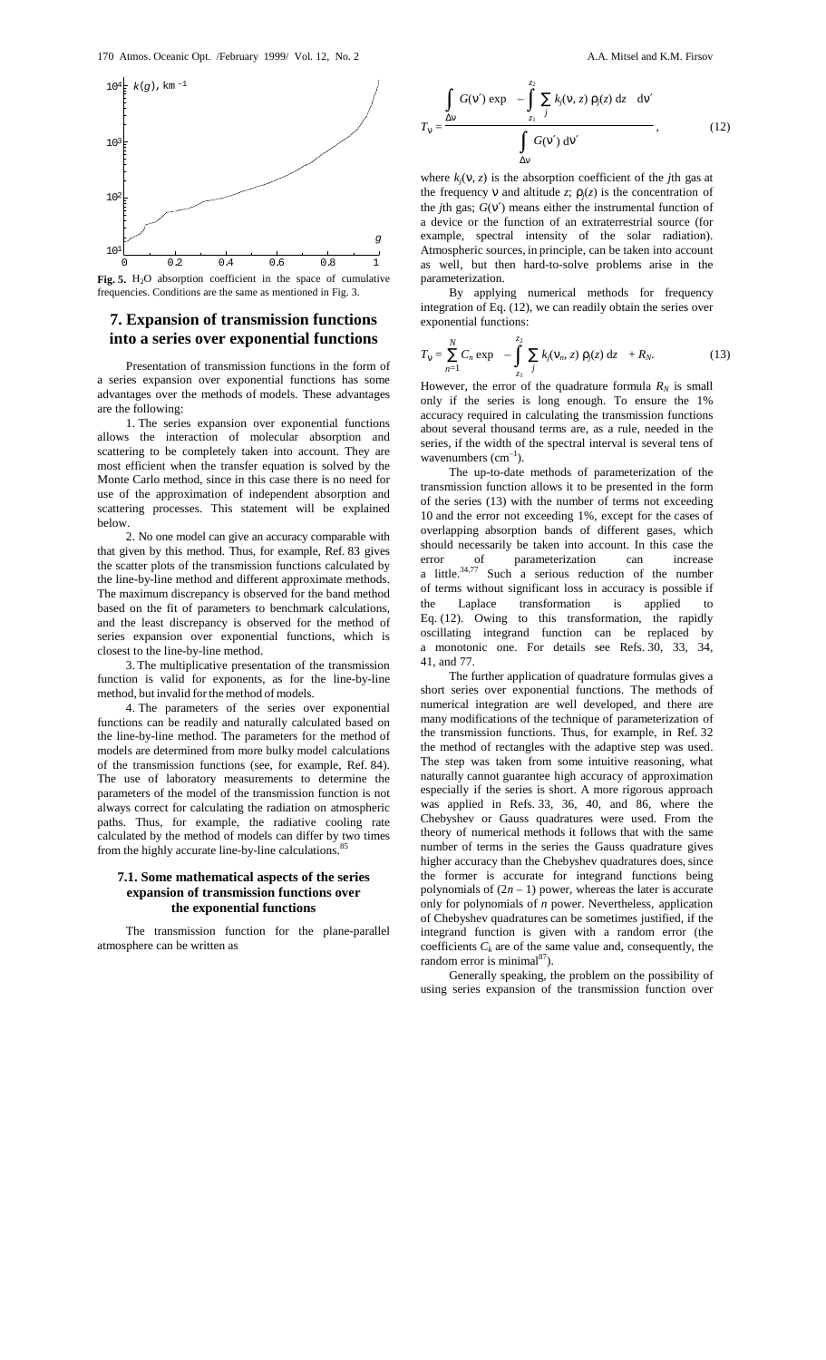**Fig. 5.** $H_2O$ absorption coefficient in the space of cumulative frequencies. Conditions are the same as mentioned in Fig. 3.

## 7. Expansion of transmission functions into a series over exponential functions

Presentation of transmission functions in the form of a series expansion over exponential functions has some advantages over the methods of models. These advantages are the following:

1. The series expansion over exponential functions allows the interaction of molecular absorption and scattering to be completely taken into account. They are most efficient when the transfer equation is solved by the Monte Carlo method, since in this case there is no need for use of the approximation of independent absorption and scattering processes. This statement will be explained below.

2. No one model can give an accuracy comparable with that given by this method. Thus, for example, Ref. 83 gives the scatter plots of the transmission functions calculated by the line-by-line method and different approximate methods. The maximum discrepancy is observed for the band method based on the fit of parameters to benchmark calculations, and the least discrepancy is observed for the method of series expansion over exponential functions, which is closest to the line-by-line method.

3. The multiplicative presentation of the transmission function is valid for exponents, as for the line-by-line method, but invalid for the method of models.

4. The parameters of the series over exponential functions can be readily and naturally calculated based on the line-by-line method. The parameters for the method of models are determined from more bulky model calculations of the transmission functions (see, for example, Ref. 84). The use of laboratory measurements to determine the parameters of the model of the transmission function is not always correct for calculating the radiation on atmospheric paths. Thus, for example, the radiative cooling rate calculated by the method of models can differ by two times from the highly accurate line-by-line calculations.[85]

### 7.1. Some mathematical aspects of the series expansion of transmission functions over the exponential functions

The transmission function for the plane-parallel atmosphere can be written as

$$T_\nu = \frac{\int\limits_{\Delta\nu} G(\nu')\exp\left[-\int\limits_{z_1}^{z_2}\sum_j k_j(\nu, z)\,\rho_j(z)\,dz\right]d\nu'}{\int\limits_{\Delta\nu} G(\nu')\,d\nu'}, \tag{12}$$

where $k_j(\nu, z)$ is the absorption coefficient of the $j$th gas at the frequency $\nu$ and altitude $z$; $\rho_j(z)$ is the concentration of the $j$th gas; $G(\nu')$ means either the instrumental function of a device or the function of an extraterrestrial source (for example, spectral intensity of the solar radiation). Atmospheric sources, in principle, can be taken into account as well, but then hard-to-solve problems arise in the parameterization.

By applying numerical methods for frequency integration of Eq. (12), we can readily obtain the series over exponential functions:

$$T_\nu = \sum_{n=1}^{N} C_n \exp\left[-\int\limits_{z_1}^{z_2}\sum_j k_j(\nu_n, z)\,\rho_j(z)\,dz\right] + R_N. \tag{13}$$

However, the error of the quadrature formula $R_N$ is small only if the series is long enough. To ensure the 1% accuracy required in calculating the transmission functions about several thousand terms are, as a rule, needed in the series, if the width of the spectral interval is several tens of wavenumbers ($cm^{-1}$).

The up-to-date methods of parameterization of the transmission function allows it to be presented in the form of the series (13) with the number of terms not exceeding 10 and the error not exceeding 1%, except for the cases of overlapping absorption bands of different gases, which should necessarily be taken into account. In this case the error of parameterization can increase a little.[34,77] Such a serious reduction of the number of terms without significant loss in accuracy is possible if the Laplace transformation is applied to Eq. (12). Owing to this transformation, the rapidly oscillating integrand function can be replaced by a monotonic one. For details see Refs. 30, 33, 34, 41, and 77.

The further application of quadrature formulas gives a short series over exponential functions. The methods of numerical integration are well developed, and there are many modifications of the technique of parameterization of the transmission functions. Thus, for example, in Ref. 32 the method of rectangles with the adaptive step was used. The step was taken from some intuitive reasoning, what naturally cannot guarantee high accuracy of approximation especially if the series is short. A more rigorous approach was applied in Refs. 33, 36, 40, and 86, where the Chebyshev or Gauss quadratures were used. From the theory of numerical methods it follows that with the same number of terms in the series the Gauss quadrature gives higher accuracy than the Chebyshev quadratures does, since the former is accurate for integrand functions being polynomials of $(2n - 1)$ power, whereas the later is accurate only for polynomials of $n$ power. Nevertheless, application of Chebyshev quadratures can be sometimes justified, if the integrand function is given with a random error (the coefficients $C_k$ are of the same value and, consequently, the random error is minimal[87]).

Generally speaking, the problem on the possibility of using series expansion of the transmission function over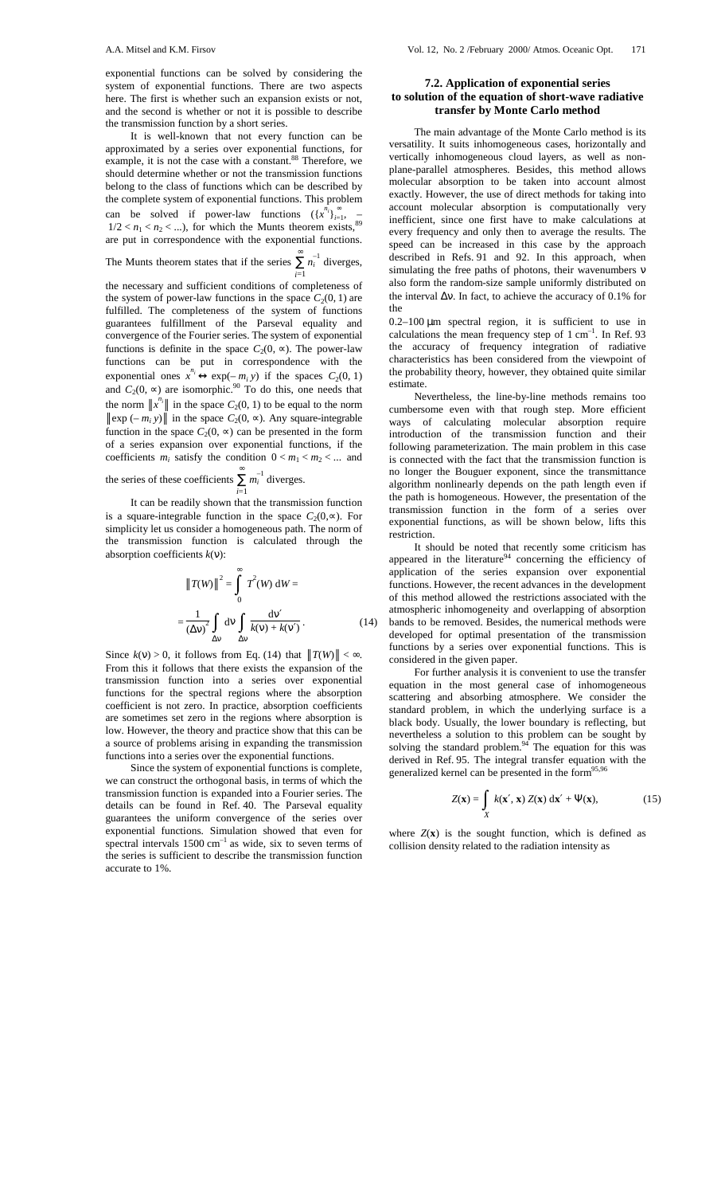exponential functions can be solved by considering the system of exponential functions. There are two aspects here. The first is whether such an expansion exists or not, and the second is whether or not it is possible to describe the transmission function by a short series.

It is well-known that not every function can be approximated by a series over exponential functions, for example, it is not the case with a constant.[88] Therefore, we should determine whether or not the transmission functions belong to the class of functions which can be described by the complete system of exponential functions. This problem can be solved if power-law functions ($\{x^{n_i}\}_{i=1}^{\infty}$, $-1/2 < n_1 < n_2 < ...$), for which the Munts theorem exists,[89] are put in correspondence with the exponential functions. The Munts theorem states that if the series $\sum_{i=1}^{\infty} n_i^{-1}$ diverges, the necessary and sufficient conditions of completeness of the system of power-law functions in the space $C_2(0, 1)$ are fulfilled. The completeness of the system of functions guarantees fulfillment of the Parseval equality and convergence of the Fourier series. The system of exponential functions is definite in the space $C_2(0, \infty)$. The power-law functions can be put in correspondence with the exponential ones $x^{n_i} \leftrightarrow \exp(-m_i y)$ if the spaces $C_2(0, 1)$ and $C_2(0, \infty)$ are isomorphic.[90] To do this, one needs that the norm $\|x^{n_i}\|$ in the space $C_2(0, 1)$ to be equal to the norm $\|\exp(-m_i y)\|$ in the space $C_2(0, \infty)$. Any square-integrable function in the space $C_2(0, \infty)$ can be presented in the form of a series expansion over exponential functions, if the coefficients $m_i$ satisfy the condition $0 < m_1 < m_2 < ...$ and the series of these coefficients $\sum_{i=1}^{\infty} m_i^{-1}$ diverges.

It can be readily shown that the transmission function is a square-integrable function in the space $C_2(0,\infty)$. For simplicity let us consider a homogeneous path. The norm of the transmission function is calculated through the absorption coefficients $k(\nu)$:

$$\|T(W)\|^2 = \int_0^{\infty} T^2(W)\, dW = \frac{1}{(\Delta\nu)^2} \int_{\Delta\nu} d\nu \int_{\Delta\nu} \frac{d\nu'}{k(\nu) + k(\nu')} . \tag{14}$$

Since $k(\nu) > 0$, it follows from Eq. (14) that $\|T(W)\| < \infty$. From this it follows that there exists the expansion of the transmission function into a series over exponential functions for the spectral regions where the absorption coefficient is not zero. In practice, absorption coefficients are sometimes set zero in the regions where absorption is low. However, the theory and practice show that this can be a source of problems arising in expanding the transmission functions into a series over the exponential functions.

Since the system of exponential functions is complete, we can construct the orthogonal basis, in terms of which the transmission function is expanded into a Fourier series. The details can be found in Ref. 40. The Parseval equality guarantees the uniform convergence of the series over exponential functions. Simulation showed that even for spectral intervals 1500 cm$^{-1}$ as wide, six to seven terms of the series is sufficient to describe the transmission function accurate to 1%.

## 7.2. Application of exponential series to solution of the equation of short-wave radiative transfer by Monte Carlo method

The main advantage of the Monte Carlo method is its versatility. It suits inhomogeneous cases, horizontally and vertically inhomogeneous cloud layers, as well as non-plane-parallel atmospheres. Besides, this method allows molecular absorption to be taken into account almost exactly. However, the use of direct methods for taking into account molecular absorption is computationally very inefficient, since one first have to make calculations at every frequency and only then to average the results. The speed can be increased in this case by the approach described in Refs. 91 and 92. In this approach, when simulating the free paths of photons, their wavenumbers $\nu$ also form the random-size sample uniformly distributed on the interval $\Delta\nu$. In fact, to achieve the accuracy of 0.1% for the 0.2–100 μm spectral region, it is sufficient to use in calculations the mean frequency step of 1 cm$^{-1}$. In Ref. 93 the accuracy of frequency integration of radiative characteristics has been considered from the viewpoint of the probability theory, however, they obtained quite similar estimate.

Nevertheless, the line-by-line methods remains too cumbersome even with that rough step. More efficient ways of calculating molecular absorption require introduction of the transmission function and their following parameterization. The main problem in this case is connected with the fact that the transmission function is no longer the Bouguer exponent, since the transmittance algorithm nonlinearly depends on the path length even if the path is homogeneous. However, the presentation of the transmission function in the form of a series over exponential functions, as will be shown below, lifts this restriction.

It should be noted that recently some criticism has appeared in the literature[94] concerning the efficiency of application of the series expansion over exponential functions. However, the recent advances in the development of this method allowed the restrictions associated with the atmospheric inhomogeneity and overlapping of absorption bands to be removed. Besides, the numerical methods were developed for optimal presentation of the transmission functions by a series over exponential functions. This is considered in the given paper.

For further analysis it is convenient to use the transfer equation in the most general case of inhomogeneous scattering and absorbing atmosphere. We consider the standard problem, in which the underlying surface is a black body. Usually, the lower boundary is reflecting, but nevertheless a solution to this problem can be sought by solving the standard problem.[94] The equation for this was derived in Ref. 95. The integral transfer equation with the generalized kernel can be presented in the form[95,96]

$$Z(\mathbf{x}) = \int_X k(\mathbf{x}', \mathbf{x})\, Z(\mathbf{x})\, d\mathbf{x}' + \Psi(\mathbf{x}), \tag{15}$$

where $Z(\mathbf{x})$ is the sought function, which is defined as collision density related to the radiation intensity as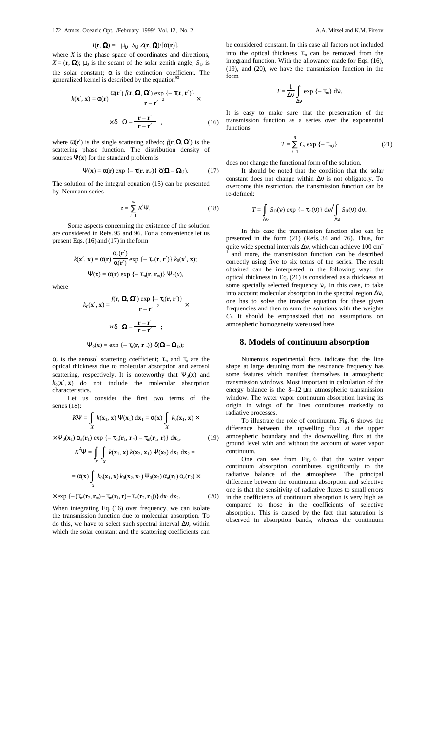$$I(\mathbf{r}, \mathbf{\Omega}) = \mu_0 \; S_\upsilon \, Z(\mathbf{r}, \mathbf{\Omega})/[\alpha(\mathbf{r})],$$

where $X$ is the phase space of coordinates and directions, $X = (\mathbf{r}, \mathbf{\Omega})$; $\mu_0$ is the secant of the solar zenith angle; $S_\upsilon$ is the solar constant; $\alpha$ is the extinction coefficient. The generalized kernel is described by the equation[95]

$$k(\mathbf{x}', \mathbf{x}) = \alpha(\mathbf{r}) \frac{\bar{\omega}(\mathbf{r}') \, f(\mathbf{r}, \mathbf{\Omega}, \mathbf{\Omega}') \exp\{-\tau(\mathbf{r}, \mathbf{r}')\}}{|\mathbf{r} - \mathbf{r}'|^2} \times$$

$$\times \delta\left(\mathbf{\Omega} - \frac{\mathbf{r} - \mathbf{r}'}{|\mathbf{r} - \mathbf{r}'|}\right), \tag{16}$$

where $\bar{\omega}(\mathbf{r}')$ is the single scattering albedo; $f(\mathbf{r}, \mathbf{\Omega}, \mathbf{\Omega}')$ is the scattering phase function. The distribution density of sources $\Psi(\mathbf{x})$ for the standard problem is

$$\Psi(\mathbf{x}) = \alpha(\mathbf{r}) \exp\{-\tau(\mathbf{r}, \mathbf{r}_\infty)\} \, \delta(\mathbf{\Omega} - \mathbf{\Omega}_\upsilon). \tag{17}$$

The solution of the integral equation (15) can be presented by Neumann series

$$z = \sum_{i=1}^{\infty} K^i \Psi. \tag{18}$$

Some aspects concerning the existence of the solution are considered in Refs. 95 and 96. For a convenience let us present Eqs. (16) and (17) in the form

$$k(\mathbf{x}', \mathbf{x}) = \alpha(\mathbf{r}) \frac{\alpha_a(\mathbf{r}')}{\alpha(\mathbf{r}')} \exp\{-\tau_m(\mathbf{r}, \mathbf{r}')\} \, k_0(\mathbf{x}', \mathbf{x});$$

$$\Psi(\mathbf{x}) = \alpha(\mathbf{r}) \exp\{-\tau_m(\mathbf{r}, \mathbf{r}_\infty)\} \, \Psi_0(x),$$

where

$$k_0(\mathbf{x}', \mathbf{x}) = \frac{f(\mathbf{r}, \mathbf{\Omega}, \mathbf{\Omega}') \exp\{-\tau_a(\mathbf{r}, \mathbf{r}')\}}{|\mathbf{r} - \mathbf{r}'|^2} \times$$

$$\times \delta\left(\mathbf{\Omega} - \frac{\mathbf{r} - \mathbf{r}'}{|\mathbf{r} - \mathbf{r}'|}\right);$$

$$\Psi_0(\mathbf{x}) = \exp\{-\tau_a(\mathbf{r}, \mathbf{r}_\infty)\} \, \delta(\mathbf{\Omega} - \mathbf{\Omega}_\upsilon);$$

$\alpha_a$ is the aerosol scattering coefficient; $\tau_m$ and $\tau_a$ are the optical thickness due to molecular absorption and aerosol scattering, respectively. It is noteworthy that $\Psi_0(\mathbf{x})$ and $k_0(\mathbf{x}', \mathbf{x})$ do not include the molecular absorption characteristics.

Let us consider the first two terms of the series (18):

$$K\Psi = \int_X k(\mathbf{x}_1, \mathbf{x}) \, \Psi(\mathbf{x}_1) \, d\mathbf{x}_1 = \alpha(\mathbf{x}) \int_X k_0(\mathbf{x}_1, \mathbf{x}) \times$$

$$\times \Psi_0(\mathbf{x}_1) \, \alpha_a(\mathbf{r}_1) \exp\{-\tau_m(\mathbf{r}_1, \mathbf{r}_\infty) - \tau_m(\mathbf{r}_1, \mathbf{r})\} \, d\mathbf{x}_1, \tag{19}$$

$$K^2\Psi = \int_X \int_X k(\mathbf{x}_1, \mathbf{x}) \, k(\mathbf{x}_2, \mathbf{x}_1) \, \Psi(\mathbf{x}_2) \, d\mathbf{x}_1 \, d\mathbf{x}_2 =$$

$$= \alpha(\mathbf{x}) \int_X k_0(\mathbf{x}_1, \mathbf{x}) \, k_0(\mathbf{x}_2, \mathbf{x}_1) \, \Psi_0(\mathbf{x}_2) \, \alpha_a(\mathbf{r}_1) \, \alpha_a(\mathbf{r}_2) \times$$

$$\times \exp\{-(\tau_m(\mathbf{r}_2, \mathbf{r}_\infty) - \tau_m(\mathbf{r}_1, \mathbf{r}) - \tau_m(\mathbf{r}_2, \mathbf{r}_1))\} \, d\mathbf{x}_1 \, d\mathbf{x}_2. \tag{20}$$

When integrating Eq. (16) over frequency, we can isolate the transmission function due to molecular absorption. To do this, we have to select such spectral interval $\Delta\nu$, within which the solar constant and the scattering coefficients can be considered constant. In this case all factors not included into the optical thickness $\tau_m$ can be removed from the integrand function. With the allowance made for Eqs. (16), (19), and (20), we have the transmission function in the form

$$T = \frac{1}{\Delta\upsilon} \int_{\Delta\upsilon} \exp\{-\tau_m\} \, d\nu.$$

It is easy to make sure that the presentation of the transmission function as a series over the exponential functions

$$T = \sum_{i=1}^{n} C_i \exp\{-\tau_{m,i}\} \tag{21}$$

does not change the functional form of the solution.

It should be noted that the condition that the solar constant does not change within $\Delta\nu$ is not obligatory. To overcome this restriction, the transmission function can be re-defined:

$$T = \int_{\Delta\nu} S_\upsilon(\nu) \exp\{-\tau_m(\nu)\} \, d\nu \Big/ \int_{\Delta\nu} S_\upsilon(\nu) \, d\nu.$$

In this case the transmission function also can be presented in the form (21) (Refs. 34 and 76). Thus, for quite wide spectral intervals $\Delta\nu$, which can achieve 100 cm$^{-1}$ and more, the transmission function can be described correctly using five to six terms of the series. The result obtained can be interpreted in the following way: the optical thickness in Eq. (21) is considered as a thickness at some specially selected frequency $\nu_i$. In this case, to take into account molecular absorption in the spectral region $\Delta\nu$, one has to solve the transfer equation for these given frequencies and then to sum the solutions with the weights $C_i$. It should be emphasized that no assumptions on atmospheric homogeneity were used here.

## 8. Models of continuum absorption

Numerous experimental facts indicate that the line shape at large detuning from the resonance frequency has some features which manifest themselves in atmospheric transmission windows. Most important in calculation of the energy balance is the 8–12 μm atmospheric transmission window. The water vapor continuum absorption having its origin in wings of far lines contributes markedly to radiative processes.

To illustrate the role of continuum, Fig. 6 shows the difference between the upwelling flux at the upper atmospheric boundary and the downwelling flux at the ground level with and without the account of water vapor continuum.

One can see from Fig. 6 that the water vapor continuum absorption contributes significantly to the radiative balance of the atmosphere. The principal difference between the continuum absorption and selective one is that the sensitivity of radiative fluxes to small errors in the coefficients of continuum absorption is very high as compared to those in the coefficients of selective absorption. This is caused by the fact that saturation is observed in absorption bands, whereas the continuum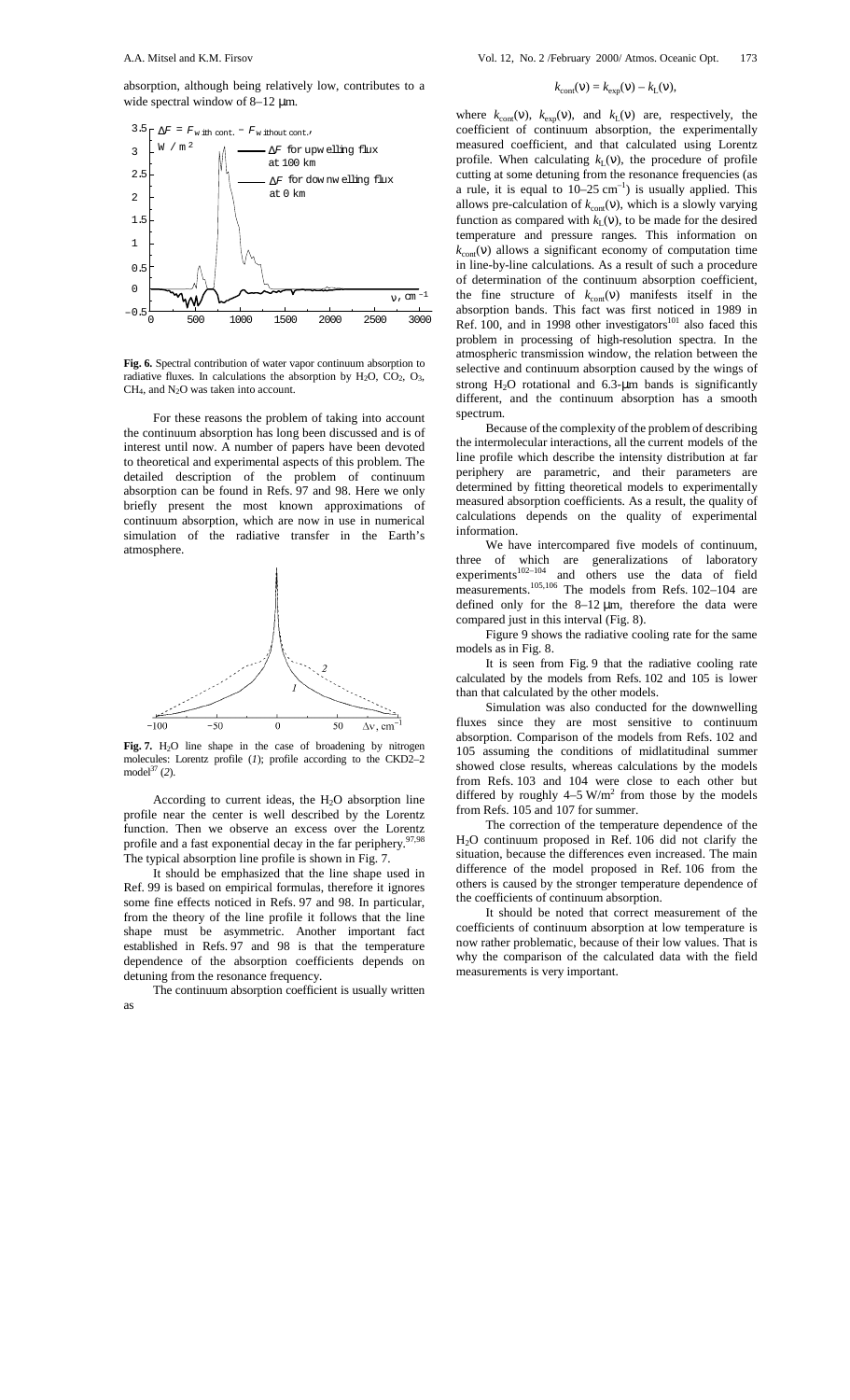absorption, although being relatively low, contributes to a wide spectral window of 8–12 μm.

**Fig. 6.** Spectral contribution of water vapor continuum absorption to radiative fluxes. In calculations the absorption by $H_2O$, $CO_2$, $O_3$, $CH_4$, and $N_2O$ was taken into account.

For these reasons the problem of taking into account the continuum absorption has long been discussed and is of interest until now. A number of papers have been devoted to theoretical and experimental aspects of this problem. The detailed description of the problem of continuum absorption can be found in Refs. 97 and 98. Here we only briefly present the most known approximations of continuum absorption, which are now in use in numerical simulation of the radiative transfer in the Earth's atmosphere.

**Fig. 7.** $H_2O$ line shape in the case of broadening by nitrogen molecules: Lorentz profile (*1*); profile according to the CKD2–2 model[37] (*2*).

According to current ideas, the $H_2O$ absorption line profile near the center is well described by the Lorentz function. Then we observe an excess over the Lorentz profile and a fast exponential decay in the far periphery.[97,98] The typical absorption line profile is shown in Fig. 7.

It should be emphasized that the line shape used in Ref. 99 is based on empirical formulas, therefore it ignores some fine effects noticed in Refs. 97 and 98. In particular, from the theory of the line profile it follows that the line shape must be asymmetric. Another important fact established in Refs. 97 and 98 is that the temperature dependence of the absorption coefficients depends on detuning from the resonance frequency.

The continuum absorption coefficient is usually written as

$$k_{\rm cont}(\nu) = k_{\rm exp}(\nu) - k_{\rm L}(\nu),$$

where $k_{\rm cont}(\nu)$, $k_{\rm exp}(\nu)$, and $k_{\rm L}(\nu)$ are, respectively, the coefficient of continuum absorption, the experimentally measured coefficient, and that calculated using Lorentz profile. When calculating $k_{\rm L}(\nu)$, the procedure of profile cutting at some detuning from the resonance frequencies (as a rule, it is equal to 10–25 cm$^{-1}$) is usually applied. This allows pre-calculation of $k_{\rm cont}(\nu)$, which is a slowly varying function as compared with $k_{\rm L}(\nu)$, to be made for the desired temperature and pressure ranges. This information on $k_{\rm cont}(\nu)$ allows a significant economy of computation time in line-by-line calculations. As a result of such a procedure of determination of the continuum absorption coefficient, the fine structure of $k_{\rm cont}(\nu)$ manifests itself in the absorption bands. This fact was first noticed in 1989 in Ref. 100, and in 1998 other investigators[101] also faced this problem in processing of high-resolution spectra. In the atmospheric transmission window, the relation between the selective and continuum absorption caused by the wings of strong $H_2O$ rotational and 6.3-μm bands is significantly different, and the continuum absorption has a smooth spectrum.

Because of the complexity of the problem of describing the intermolecular interactions, all the current models of the line profile which describe the intensity distribution at far periphery are parametric, and their parameters are determined by fitting theoretical models to experimentally measured absorption coefficients. As a result, the quality of calculations depends on the quality of experimental information.

We have intercompared five models of continuum, three of which are generalizations of laboratory experiments[102–104] and others use the data of field measurements.[105,106] The models from Refs. 102–104 are defined only for the 8–12 μm, therefore the data were compared just in this interval (Fig. 8).

Figure 9 shows the radiative cooling rate for the same models as in Fig. 8.

It is seen from Fig. 9 that the radiative cooling rate calculated by the models from Refs. 102 and 105 is lower than that calculated by the other models.

Simulation was also conducted for the downwelling fluxes since they are most sensitive to continuum absorption. Comparison of the models from Refs. 102 and 105 assuming the conditions of midlatitudinal summer showed close results, whereas calculations by the models from Refs. 103 and 104 were close to each other but differed by roughly 4–5 W/m$^2$ from those by the models from Refs. 105 and 107 for summer.

The correction of the temperature dependence of the $H_2O$ continuum proposed in Ref. 106 did not clarify the situation, because the differences even increased. The main difference of the model proposed in Ref. 106 from the others is caused by the stronger temperature dependence of the coefficients of continuum absorption.

It should be noted that correct measurement of the coefficients of continuum absorption at low temperature is now rather problematic, because of their low values. That is why the comparison of the calculated data with the field measurements is very important.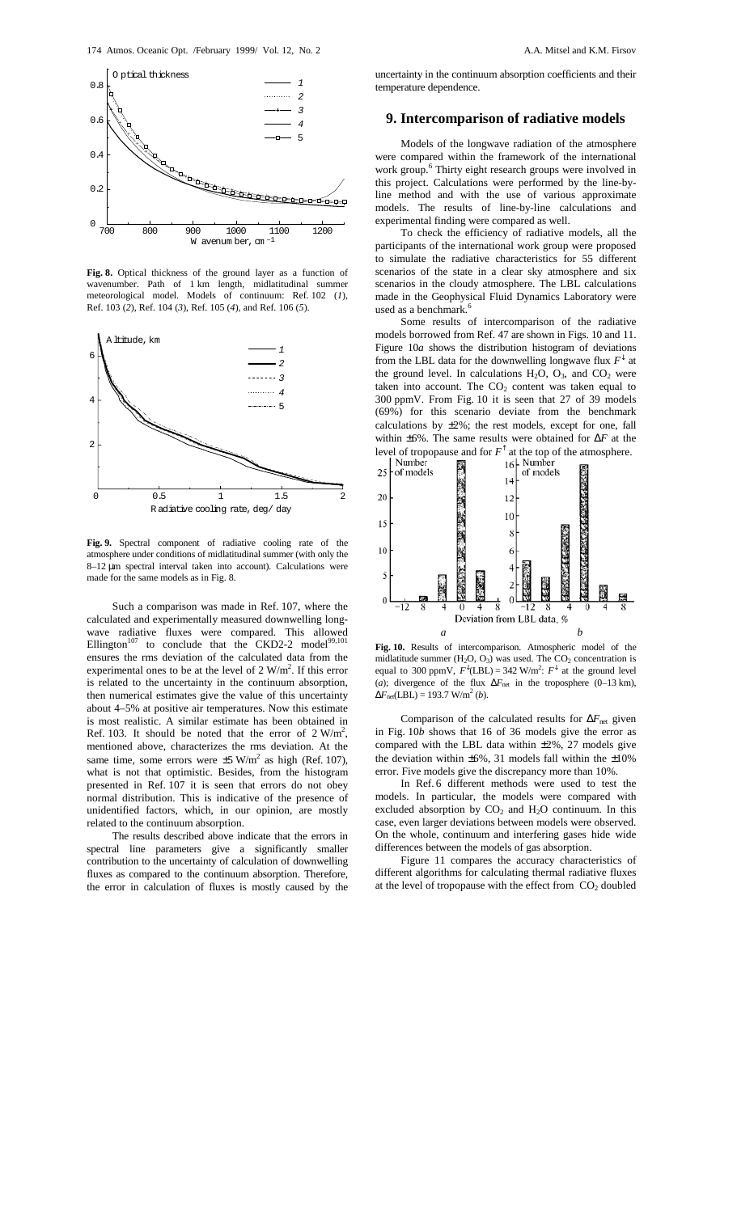**Fig. 8.** Optical thickness of the ground layer as a function of wavenumber. Path of 1 km length, midlatitudinal summer meteorological model. Models of continuum: Ref. 102 (*1*), Ref. 103 (*2*), Ref. 104 (*3*), Ref. 105 (*4*), and Ref. 106 (*5*).

**Fig. 9.** Spectral component of radiative cooling rate of the atmosphere under conditions of midlatitudinal summer (with only the 8–12 μm spectral interval taken into account). Calculations were made for the same models as in Fig. 8.

Such a comparison was made in Ref. 107, where the calculated and experimentally measured downwelling long-wave radiative fluxes were compared. This allowed Ellington[107] to conclude that the CKD2-2 model[99,101] ensures the rms deviation of the calculated data from the experimental ones to be at the level of 2 W/m$^2$. If this error is related to the uncertainty in the continuum absorption, then numerical estimates give the value of this uncertainty about 4–5% at positive air temperatures. Now this estimate is most realistic. A similar estimate has been obtained in Ref. 103. It should be noted that the error of 2 W/m$^2$, mentioned above, characterizes the rms deviation. At the same time, some errors were ±5 W/m$^2$ as high (Ref. 107), what is not that optimistic. Besides, from the histogram presented in Ref. 107 it is seen that errors do not obey normal distribution. This is indicative of the presence of unidentified factors, which, in our opinion, are mostly related to the continuum absorption.

The results described above indicate that the errors in spectral line parameters give a significantly smaller contribution to the uncertainty of calculation of downwelling fluxes as compared to the continuum absorption. Therefore, the error in calculation of fluxes is mostly caused by the uncertainty in the continuum absorption coefficients and their temperature dependence.

## 9. Intercomparison of radiative models

Models of the longwave radiation of the atmosphere were compared within the framework of the international work group.[6] Thirty eight research groups were involved in this project. Calculations were performed by the line-by-line method and with the use of various approximate models. The results of line-by-line calculations and experimental finding were compared as well.

To check the efficiency of radiative models, all the participants of the international work group were proposed to simulate the radiative characteristics for 55 different scenarios of the state in a clear sky atmosphere and six scenarios in the cloudy atmosphere. The LBL calculations made in the Geophysical Fluid Dynamics Laboratory were used as a benchmark.[6]

Some results of intercomparison of the radiative models borrowed from Ref. 47 are shown in Figs. 10 and 11. Figure 10*a* shows the distribution histogram of deviations from the LBL data for the downwelling longwave flux $F^{\downarrow}$ at the ground level. In calculations $H_2O$, $O_3$, and $CO_2$ were taken into account. The $CO_2$ content was taken equal to 300 ppmV. From Fig. 10 it is seen that 27 of 39 models (69%) for this scenario deviate from the benchmark calculations by ±2%; the rest models, except for one, fall within ±6%. The same results were obtained for $\Delta F$ at the level of tropopause and for $F^{\uparrow}$ at the top of the atmosphere.

**Fig. 10.** Results of intercomparison. Atmospheric model of the midlatitude summer ($H_2O$, $O_3$) was used. The $CO_2$ concentration is equal to 300 ppmV, $F^{\downarrow}$(LBL) = 342 W/m$^2$: $F^{\downarrow}$ at the ground level (*a*); divergence of the flux $\Delta F_{\rm net}$ in the troposphere (0–13 km), $\Delta F_{\rm net}$(LBL) = 193.7 W/m$^2$ (*b*).

Comparison of the calculated results for $\Delta F_{\rm net}$ given in Fig. 10*b* shows that 16 of 36 models give the error as compared with the LBL data within ±2%, 27 models give the deviation within ±6%, 31 models fall within the ±10% error. Five models give the discrepancy more than 10%.

In Ref. 6 different methods were used to test the models. In particular, the models were compared with excluded absorption by $CO_2$ and $H_2O$ continuum. In this case, even larger deviations between models were observed. On the whole, continuum and interfering gases hide wide differences between the models of gas absorption.

Figure 11 compares the accuracy characteristics of different algorithms for calculating thermal radiative fluxes at the level of tropopause with the effect from $CO_2$ doubled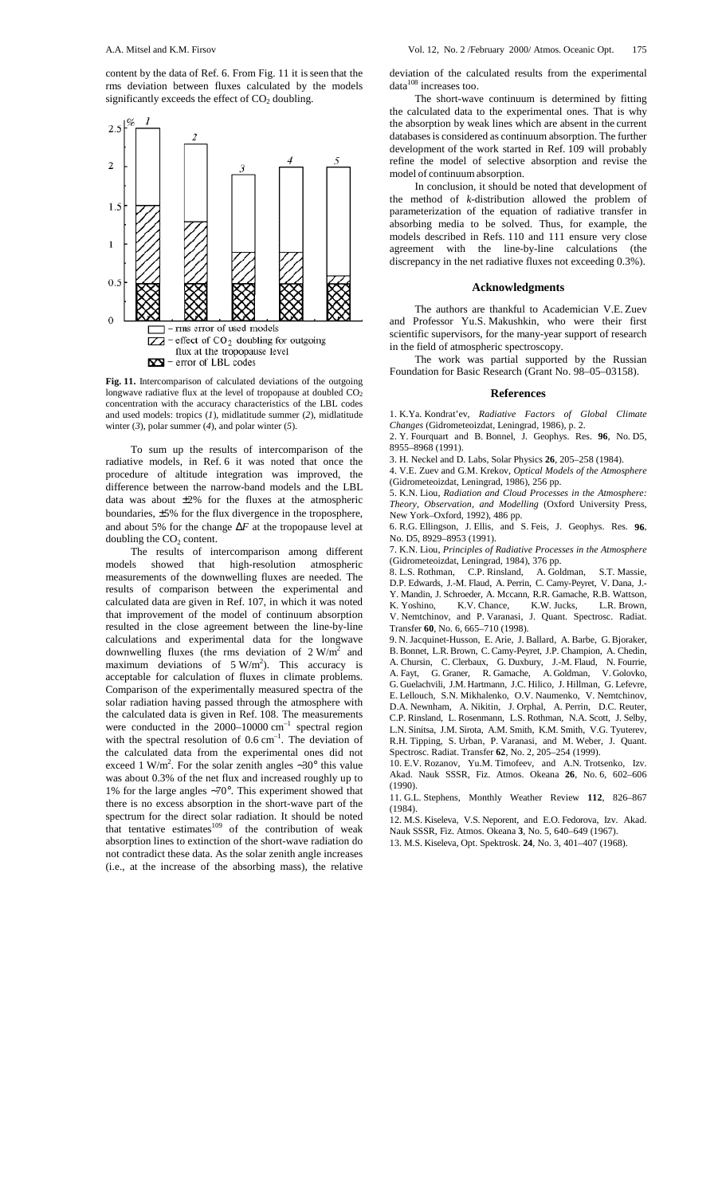content by the data of Ref. 6. From Fig. 11 it is seen that the rms deviation between fluxes calculated by the models significantly exceeds the effect of $CO_2$ doubling.

**Fig. 11.** Intercomparison of calculated deviations of the outgoing longwave radiative flux at the level of tropopause at doubled $CO_2$ concentration with the accuracy characteristics of the LBL codes and used models: tropics (*1*), midlatitude summer (*2*), midlatitude winter (*3*), polar summer (*4*), and polar winter (*5*).

To sum up the results of intercomparison of the radiative models, in Ref. 6 it was noted that once the procedure of altitude integration was improved, the difference between the narrow-band models and the LBL data was about ±2% for the fluxes at the atmospheric boundaries, ±5% for the flux divergence in the troposphere, and about 5% for the change $\Delta F$ at the tropopause level at doubling the $CO_2$ content.

The results of intercomparison among different models showed that high-resolution atmospheric measurements of the downwelling fluxes are needed. The results of comparison between the experimental and calculated data are given in Ref. 107, in which it was noted that improvement of the model of continuum absorption resulted in the close agreement between the line-by-line calculations and experimental data for the longwave downwelling fluxes (the rms deviation of 2 $W/m^2$ and maximum deviations of 5 $W/m^2$). This accuracy is acceptable for calculation of fluxes in climate problems. Comparison of the experimentally measured spectra of the solar radiation having passed through the atmosphere with the calculated data is given in Ref. 108. The measurements were conducted in the 2000–10000 $cm^{-1}$ spectral region with the spectral resolution of 0.6 $cm^{-1}$. The deviation of the calculated data from the experimental ones did not exceed 1 $W/m^2$. For the solar zenith angles ~30° this value was about 0.3% of the net flux and increased roughly up to 1% for the large angles ~70°. This experiment showed that there is no excess absorption in the short-wave part of the spectrum for the direct solar radiation. It should be noted that tentative estimates[109] of the contribution of weak absorption lines to extinction of the short-wave radiation do not contradict these data. As the solar zenith angle increases (i.e., at the increase of the absorbing mass), the relative deviation of the calculated results from the experimental data[108] increases too.

The short-wave continuum is determined by fitting the calculated data to the experimental ones. That is why the absorption by weak lines which are absent in the current databases is considered as continuum absorption. The further development of the work started in Ref. 109 will probably refine the model of selective absorption and revise the model of continuum absorption.

In conclusion, it should be noted that development of the method of *k*-distribution allowed the problem of parameterization of the equation of radiative transfer in absorbing media to be solved. Thus, for example, the models described in Refs. 110 and 111 ensure very close agreement with the line-by-line calculations (the discrepancy in the net radiative fluxes not exceeding 0.3%).

## Acknowledgments

The authors are thankful to Academician V.E. Zuev and Professor Yu.S. Makushkin, who were their first scientific supervisors, for the many-year support of research in the field of atmospheric spectroscopy.

The work was partial supported by the Russian Foundation for Basic Research (Grant No. 98–05–03158).

## References

1. K.Ya. Kondrat'ev, *Radiative Factors of Global Climate Changes* (Gidrometeoizdat, Leningrad, 1986), p. 2.
2. Y. Fourquart and B. Bonnel, J. Geophys. Res. **96**, No. D5, 8955–8968 (1991).
3. H. Neckel and D. Labs, Solar Physics **26**, 205–258 (1984).
4. V.E. Zuev and G.M. Krekov, *Optical Models of the Atmosphere* (Gidrometeoizdat, Leningrad, 1986), 256 pp.
5. K.N. Liou, *Radiation and Cloud Processes in the Atmosphere: Theory, Observation, and Modelling* (Oxford University Press, New York–Oxford, 1992), 486 pp.
6. R.G. Ellingson, J. Ellis, and S. Feis, J. Geophys. Res. **96**, No. D5, 8929–8953 (1991).
7. K.N. Liou, *Principles of Radiative Processes in the Atmosphere* (Gidrometeoizdat, Leningrad, 1984), 376 pp.
8. L.S. Rothman, C.P. Rinsland, A. Goldman, S.T. Massie, D.P. Edwards, J.-M. Flaud, A. Perrin, C. Camy-Peyret, V. Dana, J.-Y. Mandin, J. Schroeder, A. Mccann, R.R. Gamache, R.B. Wattson, K. Yoshino, K.V. Chance, K.W. Jucks, L.R. Brown, V. Nemtchinov, and P. Varanasi, J. Quant. Spectrosc. Radiat. Transfer **60**, No. 6, 665–710 (1998).
9. N. Jacquinet-Husson, E. Arie, J. Ballard, A. Barbe, G. Bjoraker, B. Bonnet, L.R. Brown, C. Camy-Peyret, J.P. Champion, A. Chedin, A. Chursin, C. Clerbaux, G. Duxbury, J.-M. Flaud, N. Fourrie, A. Fayt, G. Graner, R. Gamache, A. Goldman, V. Golovko, G. Guelachvili, J.M. Hartmann, J.C. Hilico, J. Hillman, G. Lefevre, E. Lellouch, S.N. Mikhalenko, O.V. Naumenko, V. Nemtchinov, D.A. Newnham, A. Nikitin, J. Orphal, A. Perrin, D.C. Reuter, C.P. Rinsland, L. Rosenmann, L.S. Rothman, N.A. Scott, J. Selby, L.N. Sinitsa, J.M. Sirota, A.M. Smith, K.M. Smith, V.G. Tyuterev, R.H. Tipping, S. Urban, P. Varanasi, and M. Weber, J. Quant. Spectrosc. Radiat. Transfer **62**, No. 2, 205–254 (1999).
10. E.V. Rozanov, Yu.M. Timofeev, and A.N. Trotsenko, Izv. Akad. Nauk SSSR, Fiz. Atmos. Okeana **26**, No. 6, 602–606 (1990).
11. G.L. Stephens, Monthly Weather Review **112**, 826–867 (1984).
12. M.S. Kiseleva, V.S. Neporent, and E.O. Fedorova, Izv. Akad. Nauk SSSR, Fiz. Atmos. Okeana **3**, No. 5, 640–649 (1967).
13. M.S. Kiseleva, Opt. Spektrosk. **24**, No. 3, 401–407 (1968).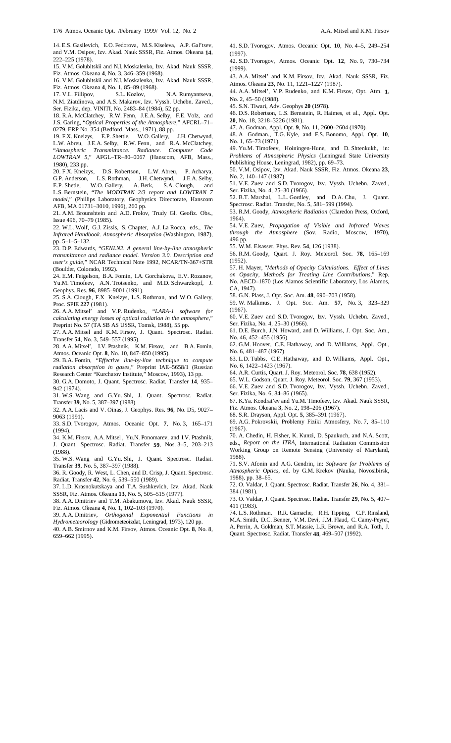14. E.S. Gasilevich, E.O. Fedorova, M.S. Kiseleva, A.P. Gal'tsev, and V.M. Osipov, Izv. Akad. Nauk SSSR, Fiz. Atmos. Okeana **14**, 222–225 (1978).

15. V.M. Golubitskii and N.I. Moskalenko, Izv. Akad. Nauk SSSR, Fiz. Atmos. Okeana **4**, No. 3, 346–359 (1968).

16. V.M. Golubitskii and N.I. Moskalenko, Izv. Akad. Nauk SSSR, Fiz. Atmos. Okeana **4**, No. 1, 85–89 (1968).

17. V.L. Fillipov, S.L. Kozlov, N.A. Rumyantseva, N.M. Ziatdinova, and A.S. Makarov, Izv. Vyssh. Uchebn. Zaved., Ser. Fizika, dep. VINITI, No. 2483–84 (1984), 52 pp.

18. R.A. McClatchey, R.W. Fenn, J.E.A. Selby, F.E. Volz, and J.S. Garing, "*Optical Properties of the Atmosphere*," AFCRL–71–0279. ERP No. 354 (Bedford, Mass., 1971), 88 pp.

19. F.X. Kneizys, E.P. Shettle, W.O. Gallery, J.H. Chetwynd, L.W. Abreu, J.E.A. Selby, R.W. Fenn, and R.A. McClatchey, "*Atmospheric Transmittance. Radiance. Computer Code LOWTRAN 5*," AFGL–TR–80–0067 (Hanscom, AFB, Mass., 1980), 233 pp.

20. F.X. Kneizys, D.S. Robertson, L.W. Abreu, P. Acharya, G.P. Anderson, L.S. Rothman, J.H. Chetwynd, J.E.A. Selby, E.P. Shetle, W.O. Gallery, A. Berk, S.A. Clough, and L.S. Bernstein, "*The MODTRAN 2/3 report and LOWTRAN 7 model*," (Phillips Laboratory, Geophysics Directorate, Hanscom AFB, MA 01731–3010, 1996), 260 pp.

21. A.M. Brounshtein and A.D. Frolov, Trudy Gl. Geofiz. Obs., Issue 496, 70–79 (1985).

22. W.L. Wolf, G.J. Zissis, S. Chapter, A.J. La Rocca, eds., *The Infrared Handbook. Atmospheric Absorption* (Washington, 1987), pp. 5–1–5–132.

23. D.P. Edwards, "*GENLN2. A general line-by-line atmospheric transmittance and radiance model. Version 3.0. Description and user's guide*," NCAR Technical Note 1992, NCAR/TN-367+STR (Boulder, Colorado, 1992).

24. E.M. Feigelson, B.A. Fomin, I.A. Gorchakova, E.V. Rozanov, Yu.M. Timofeev, A.N. Trotsenko, and M.D. Schwarzkopf, J. Geophys. Res. **96**, 8985–9001 (1991).

25. S.A. Clough, F.X Kneizys, L.S. Rothman, and W.O. Gallery, Proc. SPIE **227** (1981).

26. A.A. Mitsel' and V.P. Rudenko, "*LARA-1 software for calculating energy losses of optical radiation in the atmosphere*," Preprint No. 57 (TA SB AS USSR, Tomsk, 1988), 55 pp.

27. A.A. Mitsel and K.M. Firsov, J. Quant. Spectrosc. Radiat. Transfer **54**, No. 3, 549–557 (1995).

28. A.A. Mitsel', I.V. Ptashnik, K.M. Firsov, and B.A. Fomin, Atmos. Oceanic Opt. **8**, No. 10, 847–850 (1995).

29. B.A. Fomin, "*Effective line-by-line technique to compute radiation absorption in gases*," Preprint IAE–5658/1 (Russian Research Center "Kurchatov Institute," Moscow, 1993), 13 pp.

30. G.A. Domoto, J. Quant. Spectrosc. Radiat. Transfer **14**, 935–942 (1974).

31. W.S. Wang and G.Yu. Shi, J. Quant. Spectrosc. Radiat. Transfer **39**, No. 5, 387–397 (1988).

32. A.A. Lacis and V. Oinas, J. Geophys. Res. **96**, No. D5, 9027–9063 (1991).

33. S.D. Tvorogov, Atmos. Oceanic Opt. **7**, No. 3, 165–171 (1994).

34. K.M. Firsov, A.A. Mitsel , Yu.N. Ponomarev, and I.V. Ptashnik, J. Quant. Spectrosc. Radiat. Transfer **59**, Nos. 3–5, 203–213 (1988).

35. W.S. Wang and G.Yu. Shi, J. Quant. Spectrosc. Radiat. Transfer **39**, No. 5, 387–397 (1988).

36. R. Goody, R. West, L. Chen, and D. Crisp, J. Quant. Spectrosc. Radiat. Transfer **42**, No. 6, 539–550 (1989).

37. L.D. Krasnokutskaya and T.A. Sushkevich, Izv. Akad. Nauk SSSR, Fiz. Atmos. Okeana **13**, No. 5, 505–515 (1977).

38. A.A. Dmitriev and T.M. Abakumova, Izv. Akad. Nauk SSSR, Fiz. Atmos. Okeana **4**, No. 1, 102–103 (1970).

39. A.A. Dmitriev, *Orthogonal Exponential Functions in Hydrometeorology* (Gidrometeoizdat, Leningrad, 1973), 120 pp.

40. A.B. Smirnov and K.M. Firsov, Atmos. Oceanic Opt. **8**, No. 8, 659–662 (1995).

41. S.D. Tvorogov, Atmos. Oceanic Opt. **10**, No. 4–5, 249–254 (1997).

42. S.D. Tvorogov, Atmos. Oceanic Opt. **12**, No. 9, 730–734 (1999).

43. A.A. Mitsel' and K.M. Firsov, Izv. Akad. Nauk SSSR, Fiz. Atmos. Okeana **23**, No. 11, 1221–1227 (1987).

44. A.A. Mitsel', V.P. Rudenko, and K.M. Firsov, Opt. Atm. **1**, No. 2, 45–50 (1988).

45. S.N. Tiwari, Adv. Geophys **20** (1978).

46. D.S. Robertson, L.S. Bernstein, R. Haimes, et al., Appl. Opt. **20**, No. 18, 3218–3226 (1981).

47. A. Godman, Appl. Opt. **9**, No. 11, 2600–2604 (1970).

48. A Godman., T.G. Kyle, and F.S. Bonomo, Appl. Opt. **10**, No. 1, 65–73 (1971).

49. Yu.M. Timofeev, Hoiningen-Hune, and D. Shtenkukh, in: *Problems of Atmospheric Physics* (Leningrad State University Publishing House, Leningrad, 1982), pp. 69–73.

50. V.M. Osipov, Izv. Akad. Nauk SSSR, Fiz. Atmos. Okeana **23**, No. 2, 140–147 (1987).

51. V.E. Zuev and S.D. Tvorogov, Izv. Vyssh. Uchebn. Zaved., Ser. Fizika, No. 4, 25–30 (1966).

52. B.T. Marshal, L.L. Gordley, and D.A. Chu, J. Quant. Spectrosc. Radiat. Transfer, No. 5, 581–599 (1994).

53. R.M. Goody, *Atmospheric Radiation* (Claredon Press, Oxford, 1964).

54. V.E. Zuev, *Propagation of Visible and Infrared Waves through the Atmosphere* (Sov. Radio, Moscow, 1970), 496 pp.

55. W.M. Elsasser, Phys. Rev. **54**, 126 (1938).

56. R.M. Goody, Quart. J. Roy. Meteorol. Soc. **78**, 165–169 (1952).

57. H. Mayer, "*Methods of Opacity Calculations. Effect of Lines on Opacity, Methods for Treating Line Contributions*," Rep. No. AECD–1870 (Los Alamos Scientific Laboratory, Los Alamos, CA, 1947).

58. G.N. Plass, J. Opt. Soc. Am. **48**, 690–703 (1958).

59. W. Malkmus, J. Opt. Soc. Am. **57**, No. 3, 323–329 (1967).

60. V.E. Zuev and S.D. Tvorogov, Izv. Vyssh. Uchebn. Zaved., Ser. Fizika, No. 4, 25–30 (1966).

61. D.E. Burch, J.N. Howard, and D. Williams, J. Opt. Soc. Am., No. 46, 452–455 (1956).

62. G.M. Hoover, C.E. Hathaway, and D. Williams, Appl. Opt., No. 6, 481–487 (1967).

63. L.D. Tubbs, C.E. Hathaway, and D. Williams, Appl. Opt., No. 6, 1422–1423 (1967).

64. A.R. Curtis, Quart. J. Roy. Meteorol. Soc. **78**, 638 (1952).

65. W.L. Godson, Quart. J. Roy. Meteorol. Soc. **79**, 367 (1953).

66. V.E. Zuev and S.D. Tvorogov, Izv. Vyssh. Uchebn. Zaved., Ser. Fizika, No. 6, 84–86 (1965).

67. K.Ya. Kondrat'ev and Yu.M. Timofeev, Izv. Akad. Nauk SSSR, Fiz. Atmos. Okeana **3**, No. 2, 198–206 (1967).

68. S.R. Drayson, Appl. Opt. **5**, 385–391 (1967).

69. A.G. Pokrovskii, Problemy Fiziki Atmosfery, No. 7, 85–110 (1967).

70. A. Chedin, H. Fisher, K. Kunzi, D. Spaukuch, and N.A. Scott, eds., *Report on the ITRA*, International Radiation Commission Working Group on Remote Sensing (University of Maryland, 1988).

71. S.V. Afonin and A.G. Gendrin, in: *Software for Problems of Atmospheric Optics*, ed. by G.M. Krekov (Nauka, Novosibirsk, 1988), pp. 38–65.

72. O. Valdar, J. Quant. Spectrosc. Radiat. Transfer **26**, No. 4, 381–384 (1981).

73. O. Valdar, J. Quant. Spectrosc. Radiat. Transfer **29**, No. 5, 407–411 (1983).

74. L.S. Rothman, R.R. Gamache, R.H. Tipping, C.P. Rinsland, M.A. Smith, D.C. Benner, V.M. Devi, J.M. Flaud, C. Camy-Peyret, A. Perrin, A. Goldman, S.T. Massie, L.R. Brown, and R.A. Toth, J. Quant. Spectrosc. Radiat. Transfer **48**, 469–507 (1992).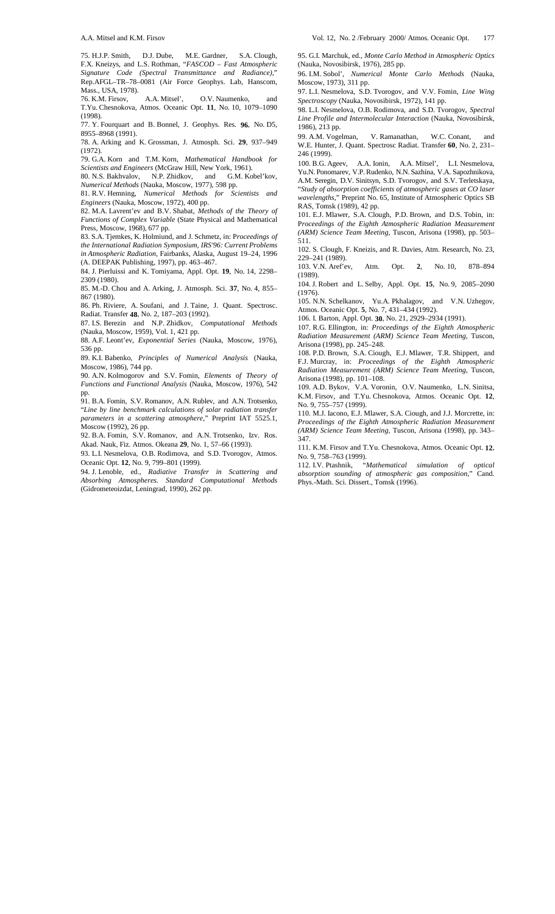75. H.J.P. Smith, D.J. Dube, M.E. Gardner, S.A. Clough, F.X. Kneizys, and L.S. Rothman, "*FASCOD – Fast Atmospheric Signature Code (Spectral Transmittance and Radiance)*," Rep.AFGL–TR–78–0081 (Air Force Geophys. Lab, Hanscom, Mass., USA, 1978).

76. K.M. Firsov, A.A. Mitsel', O.V. Naumenko, and T.Yu. Chesnokova, Atmos. Oceanic Opt. **11**, No. 10, 1079–1090 (1998).

77. Y. Fourquart and B. Bonnel, J. Geophys. Res. **96**, No. D5, 8955–8968 (1991).

78. A. Arking and K. Grossman, J. Atmosph. Sci. **29**, 937–949 (1972).

79. G.A. Korn and T.M. Korn, *Mathematical Handbook for Scientists and Engineers* (McGraw Hill, New York, 1961).

80. N.S. Bakhvalov, N.P. Zhidkov, and G.M. Kobel'kov, *Numerical Methods* (Nauka, Moscow, 1977), 598 pp.

81. R.V. Hemning, *Numerical Methods for Scientists and Engineers* (Nauka, Moscow, 1972), 400 pp.

82. M.A. Lavrent'ev and B.V. Shabat, *Methods of the Theory of Functions of Complex Variable* (State Physical and Mathematical Press, Moscow, 1968), 677 pp.

83. S.A. Tjemkes, K. Holmiund, and J. Schmetz, in: P*roceedings of the International Radiation Symposium, IRS'96: Current Problems in Atmospheric Radiation*, Fairbanks, Alaska, August 19–24, 1996 (A. DEEPAK Publishing, 1997), pp. 463–467.

84. J. Pierluissi and K. Tomiyama, Appl. Opt. **19**, No. 14, 2298–2309 (1980).

85. M.-D. Chou and A. Arking, J. Atmosph. Sci. **37**, No. 4, 855–867 (1980).

86. Ph. Riviere, A. Soufani, and J. Taine, J. Quant. Spectrosc. Radiat. Transfer **48**, No. 2, 187–203 (1992).

87. I.S. Berezin and N.P. Zhidkov, *Computational Methods* (Nauka, Moscow, 1959), Vol. 1, 421 pp.

88. A.F. Leont'ev, *Exponential Series* (Nauka, Moscow, 1976), 536 pp.

89. K.I. Babenko, *Principles of Numerical Analysis* (Nauka, Moscow, 1986), 744 pp.

90. A.N. Kolmogorov and S.V. Fomin, *Elements of Theory of Functions and Functional Analysis* (Nauka, Moscow, 1976), 542 pp.

91. B.A. Fomin, S.V. Romanov, A.N. Rublev, and A.N. Trotsenko, "*Line by line benchmark calculations of solar radiation transfer parameters in a scattering atmosphere*," Preprint IAT 5525.1, Moscow (1992), 26 pp.

92. B.A. Fomin, S.V. Romanov, and A.N. Trotsenko, Izv. Ros. Akad. Nauk, Fiz. Atmos. Okeana **29**, No. 1, 57–66 (1993).

93. L.I. Nesmelova, O.B. Rodimova, and S.D. Tvorogov, Atmos. Oceanic Opt. **12**, No. 9, 799–801 (1999).

94. J. Lenoble, ed., *Radiative Transfer in Scattering and Absorbing Atmospheres. Standard Computational Methods* (Gidrometeoizdat, Leningrad, 1990), 262 pp.

95. G.I. Marchuk, ed., *Monte Carlo Method in Atmospheric Optics* (Nauka, Novosibirsk, 1976), 285 pp.

96. I.M. Sobol', *Numerical Monte Carlo Methods* (Nauka, Moscow, 1973), 311 pp.

97. L.I. Nesmelova, S.D. Tvorogov, and V.V. Fomin, *Line Wing Spectroscopy* (Nauka, Novosibirsk, 1972), 141 pp.

98. L.I. Nesmelova, O.B. Rodimova, and S.D. Tvorogov, *Spectral Line Profile and Intermolecular Interaction* (Nauka, Novosibirsk, 1986), 213 pp.

99. A.M. Vogelman, V. Ramanathan, W.C. Conant, and W.E. Hunter, J. Quant. Spectrosc Radiat. Transfer **60**, No. 2, 231–246 (1999).

100. B.G. Ageev, A.A. Ionin, A.A. Mitsel', L.I. Nesmelova, Yu.N. Ponomarev, V.P. Rudenko, N.N. Sazhina, V.A. Sapozhnikova, A.M. Seregin, D.V. Sinitsyn, S.D. Tvorogov, and S.V. Terletskaya, "*Study of absorption coefficients of atmospheric gases at CO laser wavelengths*," Preprint No. 65, Institute of Atmospheric Optics SB RAS, Tomsk (1989), 42 pp.

101. E.J. Mlawer, S.A. Clough, P.D. Brown, and D.S. Tobin, in: P*roceedings of the Eighth Atmospheric Radiation Measurement (ARM) Science Team Meeting*, Tuscon, Arisona (1998), pp. 503–511.

102. S. Clough, F. Kneizis, and R. Davies, Atm. Research, No. 23, 229–241 (1989).

103. V.N. Aref'ev, Atm. Opt. **2**, No. 10, 878–894 (1989).

104. J. Robert and L. Selby, Appl. Opt. **15**, No. 9, 2085–2090 (1976).

105. N.N. Schelkanov, Yu.A. Pkhalagov, and V.N. Uzhegov, Atmos. Oceanic Opt. **5**, No. 7, 431–434 (1992).

106. I. Barton, Appl. Opt. **30**, No. 21, 2929–2934 (1991).

107. R.G. Ellington, in: *Proceedings of the Eighth Atmospheric Radiation Measurement (ARM) Science Team Meeting*, Tuscon, Arisona (1998), pp. 245–248.

108. P.D. Brown, S.A. Ciough, E.J. Mlawer, T.R. Shippert, and F.J. Murcray, in: *Proceedings of the Eighth Atmospheric Radiation Measurement (ARM) Science Team Meeting*, Tuscon, Arisona (1998), pp. 101–108.

109. A.D. Bykov, V.A. Voronin, O.V. Naumenko, L.N. Sinitsa, K.M. Firsov, and T.Yu. Chesnokova, Atmos. Oceanic Opt. **12**, No. 9, 755–757 (1999).

110. M.J. Iacono, E.J. Mlawer, S.A. Ciough, and J.J. Morcrette, in: *Proceedings of the Eighth Atmospheric Radiation Measurement (ARM) Science Team Meeting*, Tuscon, Arisona (1998), pp. 343–347.

111. K.M. Firsov and T.Yu. Chesnokova, Atmos. Oceanic Opt. **12**, No. 9, 758–763 (1999).

112. I.V. Ptashnik, "*Mathematical simulation of optical absorption sounding of atmospheric gas composition*," Cand. Phys.-Math. Sci. Dissert., Tomsk (1996).